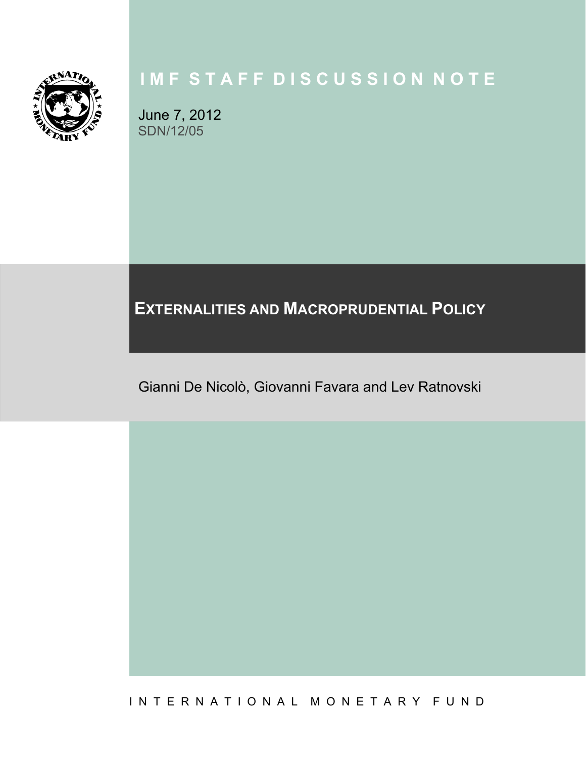# IMF STAFF DISCUSSION NOTE

June 7, 2012
SDN/12/05

## EXTERNALITIES AND MACROPRUDENTIAL POLICY

Gianni De Nicolò, Giovanni Favara and Lev Ratnovski

INTERNATIONAL MONETARY FUND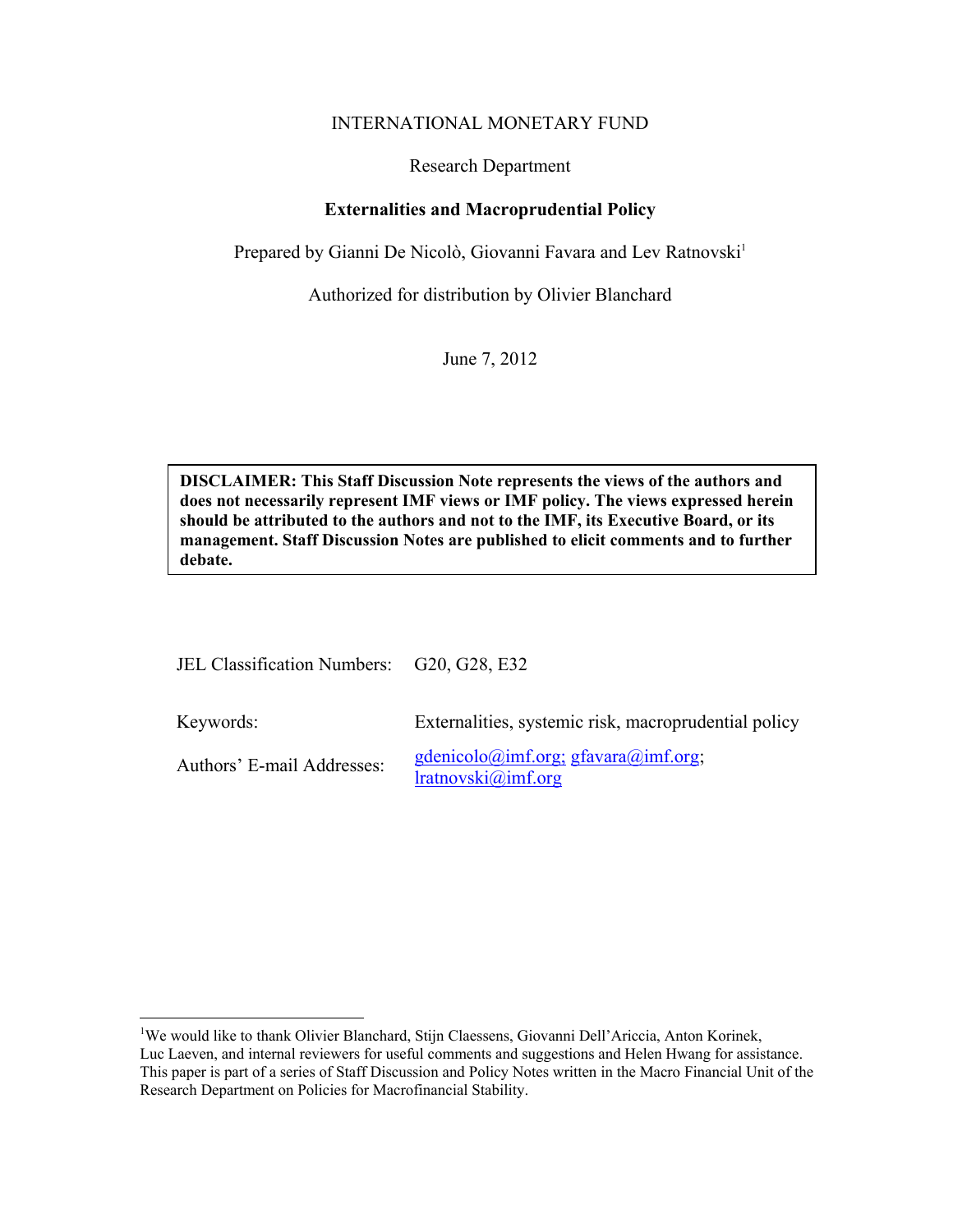INTERNATIONAL MONETARY FUND

Research Department

**Externalities and Macroprudential Policy**

Prepared by Gianni De Nicolò, Giovanni Favara and Lev Ratnovski[1]

Authorized for distribution by Olivier Blanchard

June 7, 2012

> **DISCLAIMER: This Staff Discussion Note represents the views of the authors and does not necessarily represent IMF views or IMF policy. The views expressed herein should be attributed to the authors and not to the IMF, its Executive Board, or its management. Staff Discussion Notes are published to elicit comments and to further debate.**

| | |
|---|---|
| JEL Classification Numbers: | G20, G28, E32 |
| Keywords: | Externalities, systemic risk, macroprudential policy |
| Authors' E-mail Addresses: | gdenicolo@imf.org; gfavara@imf.org; lratnovski@imf.org |

[1]We would like to thank Olivier Blanchard, Stijn Claessens, Giovanni Dell'Ariccia, Anton Korinek, Luc Laeven, and internal reviewers for useful comments and suggestions and Helen Hwang for assistance. This paper is part of a series of Staff Discussion and Policy Notes written in the Macro Financial Unit of the Research Department on Policies for Macrofinancial Stability.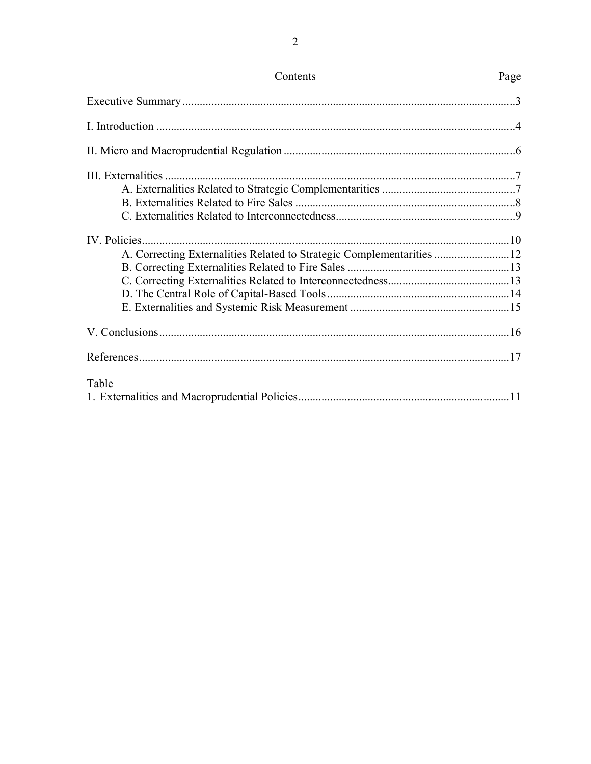# Contents

| | Page |
|---|---|
| Executive Summary | 3 |
| I. Introduction | 4 |
| II. Micro and Macroprudential Regulation | 6 |
| III. Externalities | 7 |
| A. Externalities Related to Strategic Complementarities | 7 |
| B. Externalities Related to Fire Sales | 8 |
| C. Externalities Related to Interconnectedness | 9 |
| IV. Policies | 10 |
| A. Correcting Externalities Related to Strategic Complementarities | 12 |
| B. Correcting Externalities Related to Fire Sales | 13 |
| C. Correcting Externalities Related to Interconnectedness | 13 |
| D. The Central Role of Capital-Based Tools | 14 |
| E. Externalities and Systemic Risk Measurement | 15 |
| V. Conclusions | 16 |
| References | 17 |

Table

| | |
|---|---|
| 1. Externalities and Macroprudential Policies | 11 |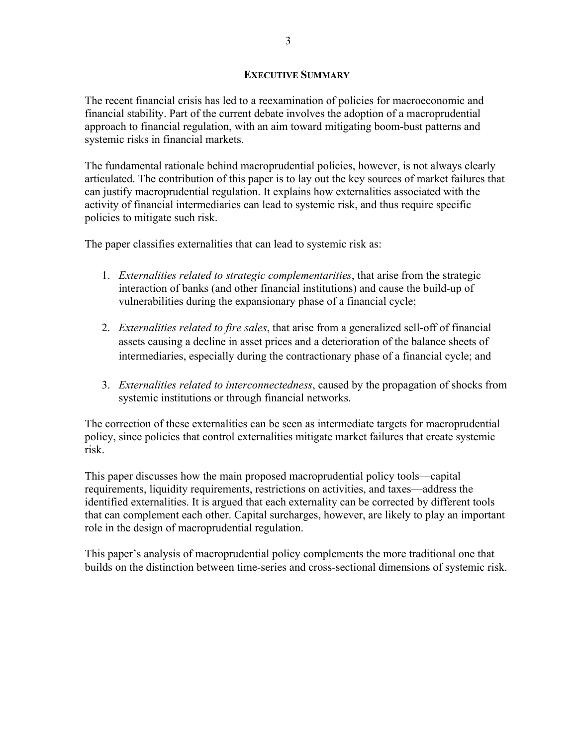## EXECUTIVE SUMMARY

The recent financial crisis has led to a reexamination of policies for macroeconomic and financial stability. Part of the current debate involves the adoption of a macroprudential approach to financial regulation, with an aim toward mitigating boom-bust patterns and systemic risks in financial markets.

The fundamental rationale behind macroprudential policies, however, is not always clearly articulated. The contribution of this paper is to lay out the key sources of market failures that can justify macroprudential regulation. It explains how externalities associated with the activity of financial intermediaries can lead to systemic risk, and thus require specific policies to mitigate such risk.

The paper classifies externalities that can lead to systemic risk as:

1. *Externalities related to strategic complementarities*, that arise from the strategic interaction of banks (and other financial institutions) and cause the build-up of vulnerabilities during the expansionary phase of a financial cycle;

2. *Externalities related to fire sales*, that arise from a generalized sell-off of financial assets causing a decline in asset prices and a deterioration of the balance sheets of intermediaries, especially during the contractionary phase of a financial cycle; and

3. *Externalities related to interconnectedness*, caused by the propagation of shocks from systemic institutions or through financial networks.

The correction of these externalities can be seen as intermediate targets for macroprudential policy, since policies that control externalities mitigate market failures that create systemic risk.

This paper discusses how the main proposed macroprudential policy tools—capital requirements, liquidity requirements, restrictions on activities, and taxes—address the identified externalities. It is argued that each externality can be corrected by different tools that can complement each other. Capital surcharges, however, are likely to play an important role in the design of macroprudential regulation.

This paper's analysis of macroprudential policy complements the more traditional one that builds on the distinction between time-series and cross-sectional dimensions of systemic risk.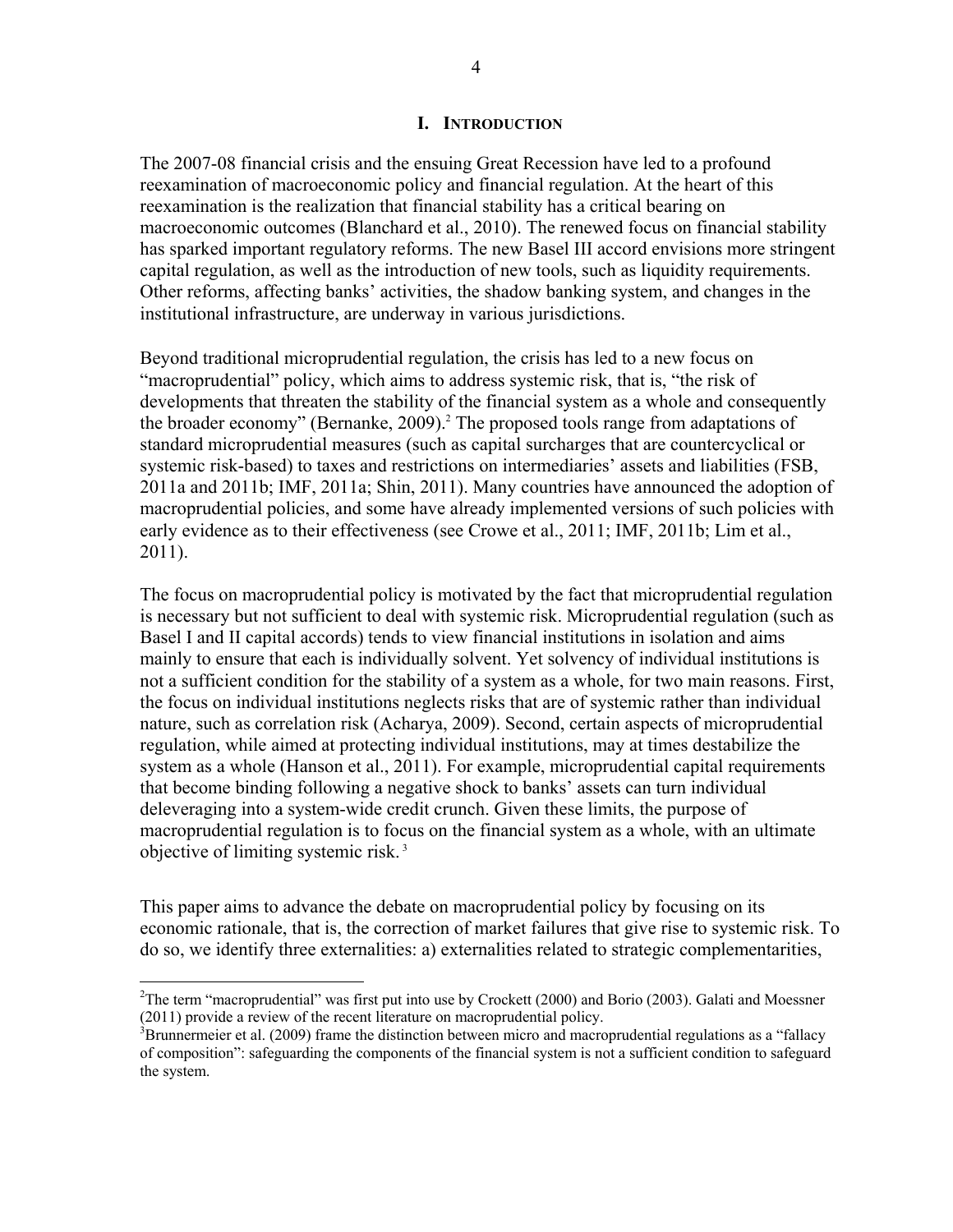# I. INTRODUCTION

The 2007-08 financial crisis and the ensuing Great Recession have led to a profound reexamination of macroeconomic policy and financial regulation. At the heart of this reexamination is the realization that financial stability has a critical bearing on macroeconomic outcomes (Blanchard et al., 2010). The renewed focus on financial stability has sparked important regulatory reforms. The new Basel III accord envisions more stringent capital regulation, as well as the introduction of new tools, such as liquidity requirements. Other reforms, affecting banks' activities, the shadow banking system, and changes in the institutional infrastructure, are underway in various jurisdictions.

Beyond traditional microprudential regulation, the crisis has led to a new focus on "macroprudential" policy, which aims to address systemic risk, that is, "the risk of developments that threaten the stability of the financial system as a whole and consequently the broader economy" (Bernanke, 2009).[2] The proposed tools range from adaptations of standard microprudential measures (such as capital surcharges that are countercyclical or systemic risk-based) to taxes and restrictions on intermediaries' assets and liabilities (FSB, 2011a and 2011b; IMF, 2011a; Shin, 2011). Many countries have announced the adoption of macroprudential policies, and some have already implemented versions of such policies with early evidence as to their effectiveness (see Crowe et al., 2011; IMF, 2011b; Lim et al., 2011).

The focus on macroprudential policy is motivated by the fact that microprudential regulation is necessary but not sufficient to deal with systemic risk. Microprudential regulation (such as Basel I and II capital accords) tends to view financial institutions in isolation and aims mainly to ensure that each is individually solvent. Yet solvency of individual institutions is not a sufficient condition for the stability of a system as a whole, for two main reasons. First, the focus on individual institutions neglects risks that are of systemic rather than individual nature, such as correlation risk (Acharya, 2009). Second, certain aspects of microprudential regulation, while aimed at protecting individual institutions, may at times destabilize the system as a whole (Hanson et al., 2011). For example, microprudential capital requirements that become binding following a negative shock to banks' assets can turn individual deleveraging into a system-wide credit crunch. Given these limits, the purpose of macroprudential regulation is to focus on the financial system as a whole, with an ultimate objective of limiting systemic risk.[3]

This paper aims to advance the debate on macroprudential policy by focusing on its economic rationale, that is, the correction of market failures that give rise to systemic risk. To do so, we identify three externalities: a) externalities related to strategic complementarities,

---

[2]The term "macroprudential" was first put into use by Crockett (2000) and Borio (2003). Galati and Moessner (2011) provide a review of the recent literature on macroprudential policy.

[3]Brunnermeier et al. (2009) frame the distinction between micro and macroprudential regulations as a "fallacy of composition": safeguarding the components of the financial system is not a sufficient condition to safeguard the system.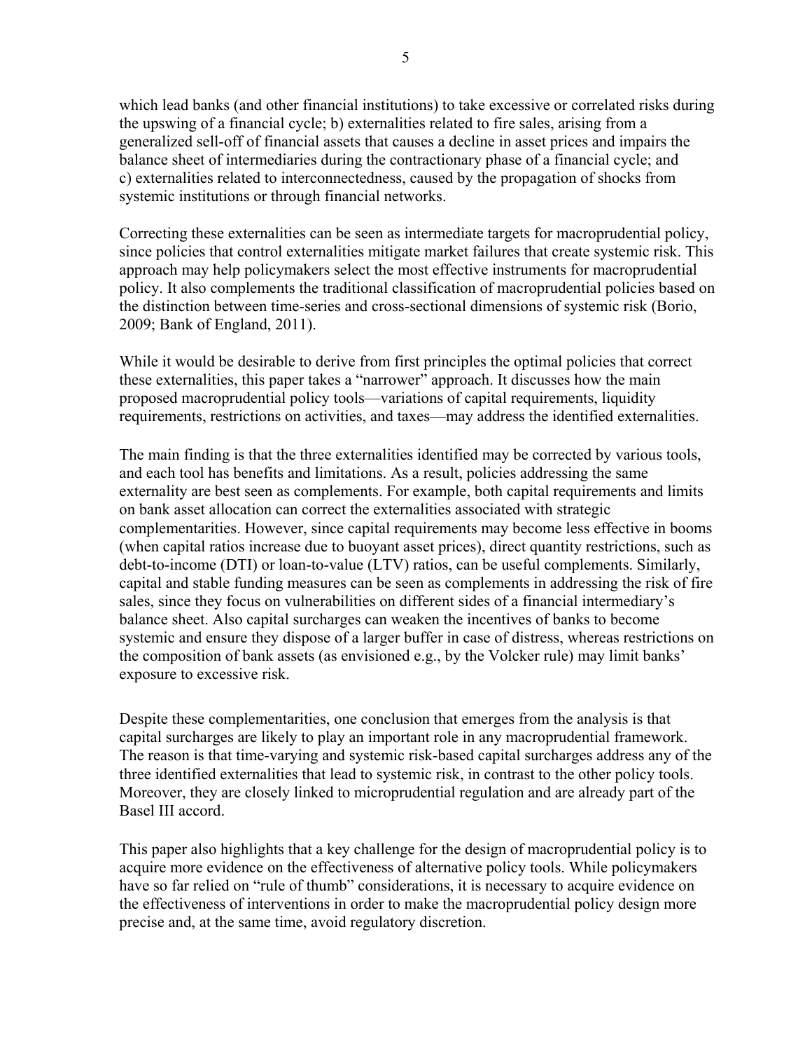which lead banks (and other financial institutions) to take excessive or correlated risks during the upswing of a financial cycle; b) externalities related to fire sales, arising from a generalized sell-off of financial assets that causes a decline in asset prices and impairs the balance sheet of intermediaries during the contractionary phase of a financial cycle; and c) externalities related to interconnectedness, caused by the propagation of shocks from systemic institutions or through financial networks.

Correcting these externalities can be seen as intermediate targets for macroprudential policy, since policies that control externalities mitigate market failures that create systemic risk. This approach may help policymakers select the most effective instruments for macroprudential policy. It also complements the traditional classification of macroprudential policies based on the distinction between time-series and cross-sectional dimensions of systemic risk (Borio, 2009; Bank of England, 2011).

While it would be desirable to derive from first principles the optimal policies that correct these externalities, this paper takes a "narrower" approach. It discusses how the main proposed macroprudential policy tools—variations of capital requirements, liquidity requirements, restrictions on activities, and taxes—may address the identified externalities.

The main finding is that the three externalities identified may be corrected by various tools, and each tool has benefits and limitations. As a result, policies addressing the same externality are best seen as complements. For example, both capital requirements and limits on bank asset allocation can correct the externalities associated with strategic complementarities. However, since capital requirements may become less effective in booms (when capital ratios increase due to buoyant asset prices), direct quantity restrictions, such as debt-to-income (DTI) or loan-to-value (LTV) ratios, can be useful complements. Similarly, capital and stable funding measures can be seen as complements in addressing the risk of fire sales, since they focus on vulnerabilities on different sides of a financial intermediary's balance sheet. Also capital surcharges can weaken the incentives of banks to become systemic and ensure they dispose of a larger buffer in case of distress, whereas restrictions on the composition of bank assets (as envisioned e.g., by the Volcker rule) may limit banks' exposure to excessive risk.

Despite these complementarities, one conclusion that emerges from the analysis is that capital surcharges are likely to play an important role in any macroprudential framework. The reason is that time-varying and systemic risk-based capital surcharges address any of the three identified externalities that lead to systemic risk, in contrast to the other policy tools. Moreover, they are closely linked to microprudential regulation and are already part of the Basel III accord.

This paper also highlights that a key challenge for the design of macroprudential policy is to acquire more evidence on the effectiveness of alternative policy tools. While policymakers have so far relied on "rule of thumb" considerations, it is necessary to acquire evidence on the effectiveness of interventions in order to make the macroprudential policy design more precise and, at the same time, avoid regulatory discretion.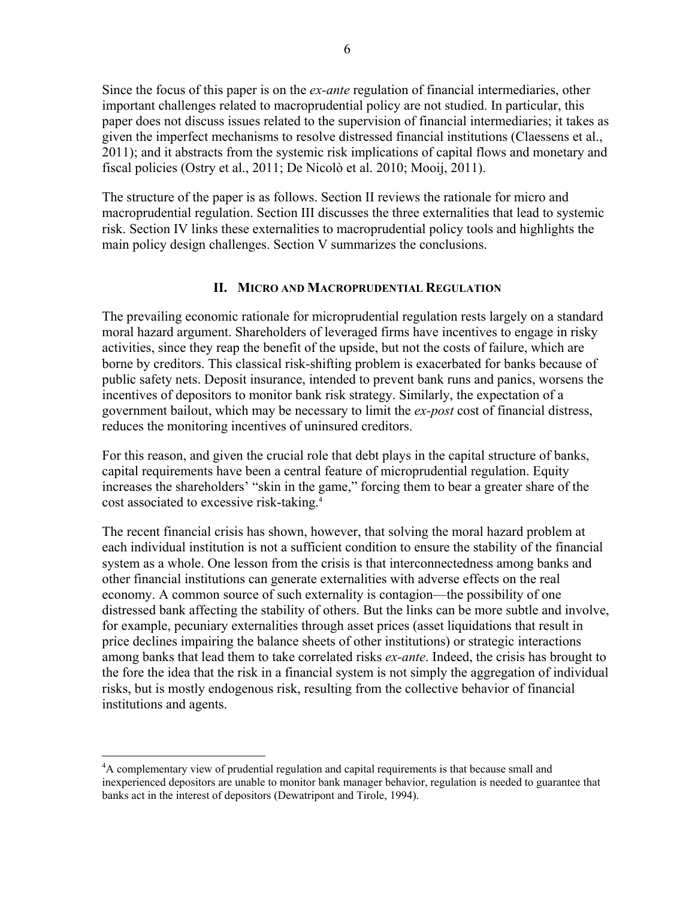Since the focus of this paper is on the *ex-ante* regulation of financial intermediaries, other important challenges related to macroprudential policy are not studied. In particular, this paper does not discuss issues related to the supervision of financial intermediaries; it takes as given the imperfect mechanisms to resolve distressed financial institutions (Claessens et al., 2011); and it abstracts from the systemic risk implications of capital flows and monetary and fiscal policies (Ostry et al., 2011; De Nicolò et al. 2010; Mooij, 2011).

The structure of the paper is as follows. Section II reviews the rationale for micro and macroprudential regulation. Section III discusses the three externalities that lead to systemic risk. Section IV links these externalities to macroprudential policy tools and highlights the main policy design challenges. Section V summarizes the conclusions.

## II. Micro and Macroprudential Regulation

The prevailing economic rationale for microprudential regulation rests largely on a standard moral hazard argument. Shareholders of leveraged firms have incentives to engage in risky activities, since they reap the benefit of the upside, but not the costs of failure, which are borne by creditors. This classical risk-shifting problem is exacerbated for banks because of public safety nets. Deposit insurance, intended to prevent bank runs and panics, worsens the incentives of depositors to monitor bank risk strategy. Similarly, the expectation of a government bailout, which may be necessary to limit the *ex-post* cost of financial distress, reduces the monitoring incentives of uninsured creditors.

For this reason, and given the crucial role that debt plays in the capital structure of banks, capital requirements have been a central feature of microprudential regulation. Equity increases the shareholders' "skin in the game," forcing them to bear a greater share of the cost associated to excessive risk-taking.[4]

The recent financial crisis has shown, however, that solving the moral hazard problem at each individual institution is not a sufficient condition to ensure the stability of the financial system as a whole. One lesson from the crisis is that interconnectedness among banks and other financial institutions can generate externalities with adverse effects on the real economy. A common source of such externality is contagion—the possibility of one distressed bank affecting the stability of others. But the links can be more subtle and involve, for example, pecuniary externalities through asset prices (asset liquidations that result in price declines impairing the balance sheets of other institutions) or strategic interactions among banks that lead them to take correlated risks *ex-ante*. Indeed, the crisis has brought to the fore the idea that the risk in a financial system is not simply the aggregation of individual risks, but is mostly endogenous risk, resulting from the collective behavior of financial institutions and agents.

[4] A complementary view of prudential regulation and capital requirements is that because small and inexperienced depositors are unable to monitor bank manager behavior, regulation is needed to guarantee that banks act in the interest of depositors (Dewatripont and Tirole, 1994).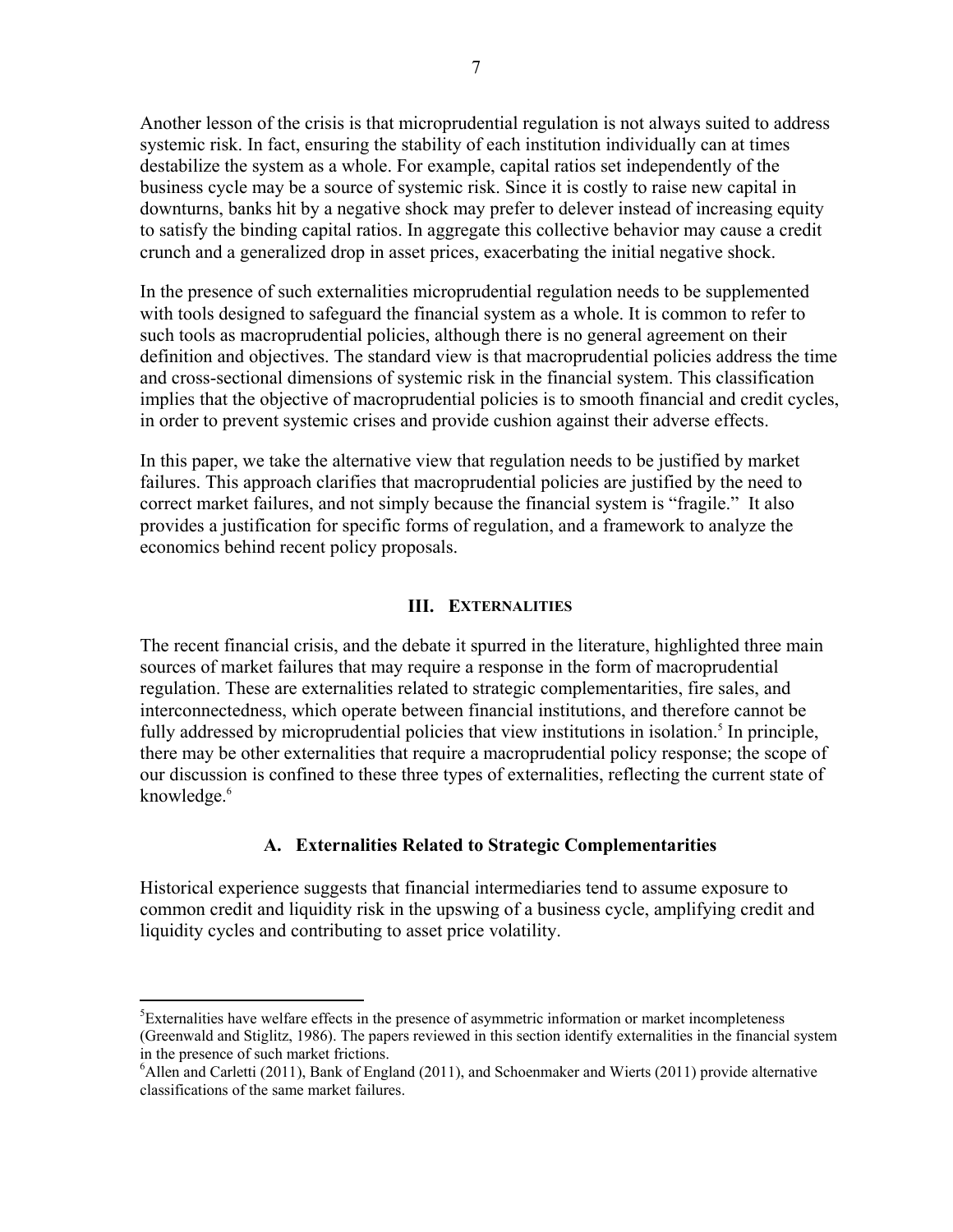Another lesson of the crisis is that microprudential regulation is not always suited to address systemic risk. In fact, ensuring the stability of each institution individually can at times destabilize the system as a whole. For example, capital ratios set independently of the business cycle may be a source of systemic risk. Since it is costly to raise new capital in downturns, banks hit by a negative shock may prefer to delever instead of increasing equity to satisfy the binding capital ratios. In aggregate this collective behavior may cause a credit crunch and a generalized drop in asset prices, exacerbating the initial negative shock.

In the presence of such externalities microprudential regulation needs to be supplemented with tools designed to safeguard the financial system as a whole. It is common to refer to such tools as macroprudential policies, although there is no general agreement on their definition and objectives. The standard view is that macroprudential policies address the time and cross-sectional dimensions of systemic risk in the financial system. This classification implies that the objective of macroprudential policies is to smooth financial and credit cycles, in order to prevent systemic crises and provide cushion against their adverse effects.

In this paper, we take the alternative view that regulation needs to be justified by market failures. This approach clarifies that macroprudential policies are justified by the need to correct market failures, and not simply because the financial system is "fragile." It also provides a justification for specific forms of regulation, and a framework to analyze the economics behind recent policy proposals.

## III. Externalities

The recent financial crisis, and the debate it spurred in the literature, highlighted three main sources of market failures that may require a response in the form of macroprudential regulation. These are externalities related to strategic complementarities, fire sales, and interconnectedness, which operate between financial institutions, and therefore cannot be fully addressed by microprudential policies that view institutions in isolation.[5] In principle, there may be other externalities that require a macroprudential policy response; the scope of our discussion is confined to these three types of externalities, reflecting the current state of knowledge.[6]

### A. Externalities Related to Strategic Complementarities

Historical experience suggests that financial intermediaries tend to assume exposure to common credit and liquidity risk in the upswing of a business cycle, amplifying credit and liquidity cycles and contributing to asset price volatility.

---

[5] Externalities have welfare effects in the presence of asymmetric information or market incompleteness (Greenwald and Stiglitz, 1986). The papers reviewed in this section identify externalities in the financial system in the presence of such market frictions.

[6] Allen and Carletti (2011), Bank of England (2011), and Schoenmaker and Wierts (2011) provide alternative classifications of the same market failures.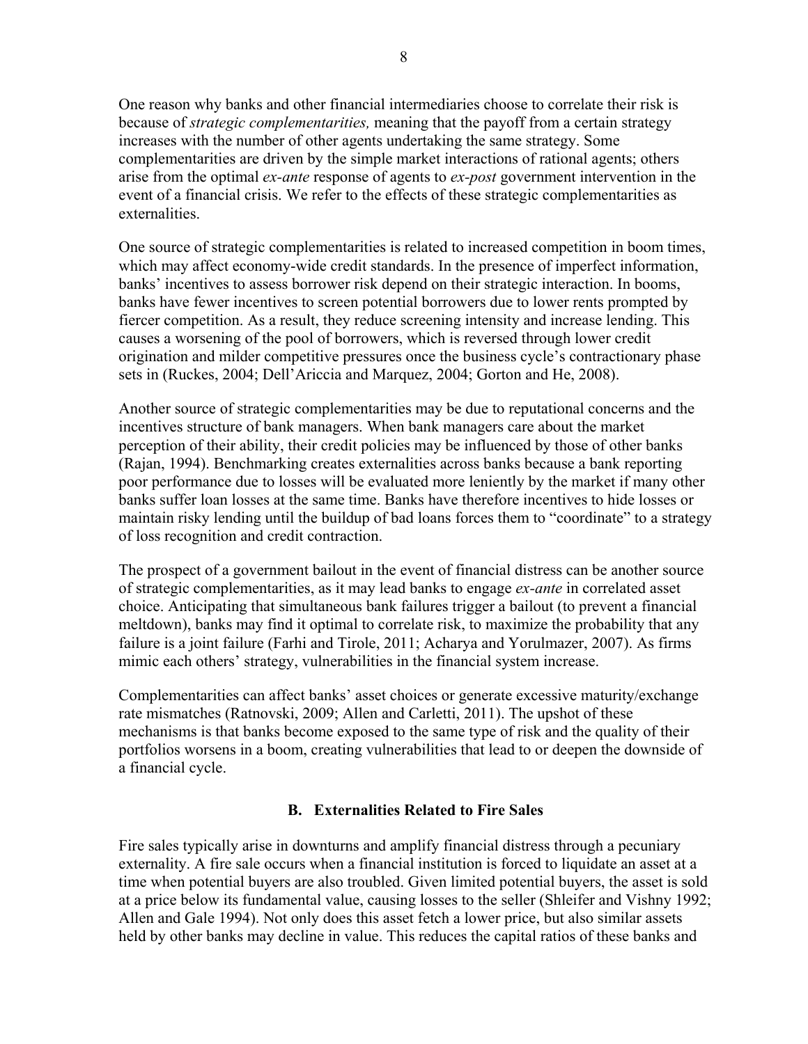One reason why banks and other financial intermediaries choose to correlate their risk is because of *strategic complementarities,* meaning that the payoff from a certain strategy increases with the number of other agents undertaking the same strategy. Some complementarities are driven by the simple market interactions of rational agents; others arise from the optimal *ex-ante* response of agents to *ex-post* government intervention in the event of a financial crisis. We refer to the effects of these strategic complementarities as externalities.

One source of strategic complementarities is related to increased competition in boom times, which may affect economy-wide credit standards. In the presence of imperfect information, banks' incentives to assess borrower risk depend on their strategic interaction. In booms, banks have fewer incentives to screen potential borrowers due to lower rents prompted by fiercer competition. As a result, they reduce screening intensity and increase lending. This causes a worsening of the pool of borrowers, which is reversed through lower credit origination and milder competitive pressures once the business cycle's contractionary phase sets in (Ruckes, 2004; Dell'Ariccia and Marquez, 2004; Gorton and He, 2008).

Another source of strategic complementarities may be due to reputational concerns and the incentives structure of bank managers. When bank managers care about the market perception of their ability, their credit policies may be influenced by those of other banks (Rajan, 1994). Benchmarking creates externalities across banks because a bank reporting poor performance due to losses will be evaluated more leniently by the market if many other banks suffer loan losses at the same time. Banks have therefore incentives to hide losses or maintain risky lending until the buildup of bad loans forces them to "coordinate" to a strategy of loss recognition and credit contraction.

The prospect of a government bailout in the event of financial distress can be another source of strategic complementarities, as it may lead banks to engage *ex-ante* in correlated asset choice. Anticipating that simultaneous bank failures trigger a bailout (to prevent a financial meltdown), banks may find it optimal to correlate risk, to maximize the probability that any failure is a joint failure (Farhi and Tirole, 2011; Acharya and Yorulmazer, 2007). As firms mimic each others' strategy, vulnerabilities in the financial system increase.

Complementarities can affect banks' asset choices or generate excessive maturity/exchange rate mismatches (Ratnovski, 2009; Allen and Carletti, 2011). The upshot of these mechanisms is that banks become exposed to the same type of risk and the quality of their portfolios worsens in a boom, creating vulnerabilities that lead to or deepen the downside of a financial cycle.

### B. Externalities Related to Fire Sales

Fire sales typically arise in downturns and amplify financial distress through a pecuniary externality. A fire sale occurs when a financial institution is forced to liquidate an asset at a time when potential buyers are also troubled. Given limited potential buyers, the asset is sold at a price below its fundamental value, causing losses to the seller (Shleifer and Vishny 1992; Allen and Gale 1994). Not only does this asset fetch a lower price, but also similar assets held by other banks may decline in value. This reduces the capital ratios of these banks and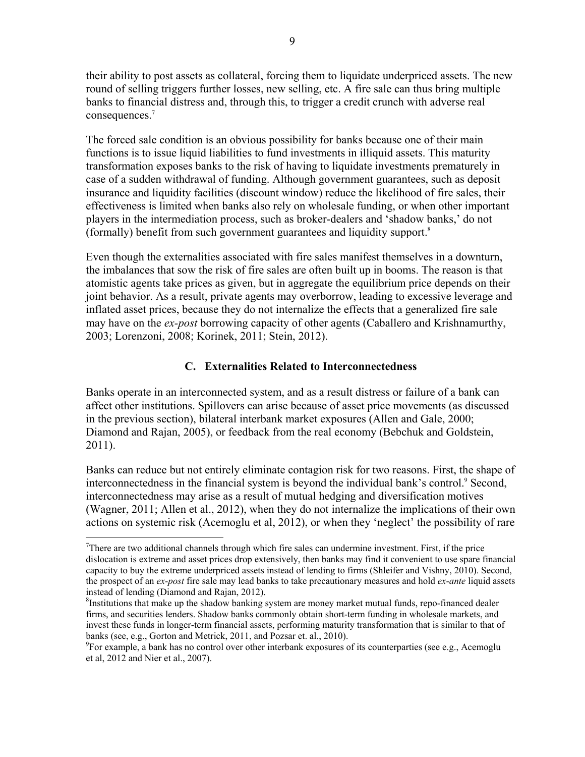their ability to post assets as collateral, forcing them to liquidate underpriced assets. The new round of selling triggers further losses, new selling, etc. A fire sale can thus bring multiple banks to financial distress and, through this, to trigger a credit crunch with adverse real consequences.[7]

The forced sale condition is an obvious possibility for banks because one of their main functions is to issue liquid liabilities to fund investments in illiquid assets. This maturity transformation exposes banks to the risk of having to liquidate investments prematurely in case of a sudden withdrawal of funding. Although government guarantees, such as deposit insurance and liquidity facilities (discount window) reduce the likelihood of fire sales, their effectiveness is limited when banks also rely on wholesale funding, or when other important players in the intermediation process, such as broker-dealers and 'shadow banks,' do not (formally) benefit from such government guarantees and liquidity support.[8]

Even though the externalities associated with fire sales manifest themselves in a downturn, the imbalances that sow the risk of fire sales are often built up in booms. The reason is that atomistic agents take prices as given, but in aggregate the equilibrium price depends on their joint behavior. As a result, private agents may overborrow, leading to excessive leverage and inflated asset prices, because they do not internalize the effects that a generalized fire sale may have on the *ex-post* borrowing capacity of other agents (Caballero and Krishnamurthy, 2003; Lorenzoni, 2008; Korinek, 2011; Stein, 2012).

### C. Externalities Related to Interconnectedness

Banks operate in an interconnected system, and as a result distress or failure of a bank can affect other institutions. Spillovers can arise because of asset price movements (as discussed in the previous section), bilateral interbank market exposures (Allen and Gale, 2000; Diamond and Rajan, 2005), or feedback from the real economy (Bebchuk and Goldstein, 2011).

Banks can reduce but not entirely eliminate contagion risk for two reasons. First, the shape of interconnectedness in the financial system is beyond the individual bank's control.[9] Second, interconnectedness may arise as a result of mutual hedging and diversification motives (Wagner, 2011; Allen et al., 2012), when they do not internalize the implications of their own actions on systemic risk (Acemoglu et al, 2012), or when they 'neglect' the possibility of rare

---

[7]There are two additional channels through which fire sales can undermine investment. First, if the price dislocation is extreme and asset prices drop extensively, then banks may find it convenient to use spare financial capacity to buy the extreme underpriced assets instead of lending to firms (Shleifer and Vishny, 2010). Second, the prospect of an *ex-post* fire sale may lead banks to take precautionary measures and hold *ex-ante* liquid assets instead of lending (Diamond and Rajan, 2012).

[8]Institutions that make up the shadow banking system are money market mutual funds, repo-financed dealer firms, and securities lenders. Shadow banks commonly obtain short-term funding in wholesale markets, and invest these funds in longer-term financial assets, performing maturity transformation that is similar to that of banks (see, e.g., Gorton and Metrick, 2011, and Pozsar et. al., 2010).

[9]For example, a bank has no control over other interbank exposures of its counterparties (see e.g., Acemoglu et al, 2012 and Nier et al., 2007).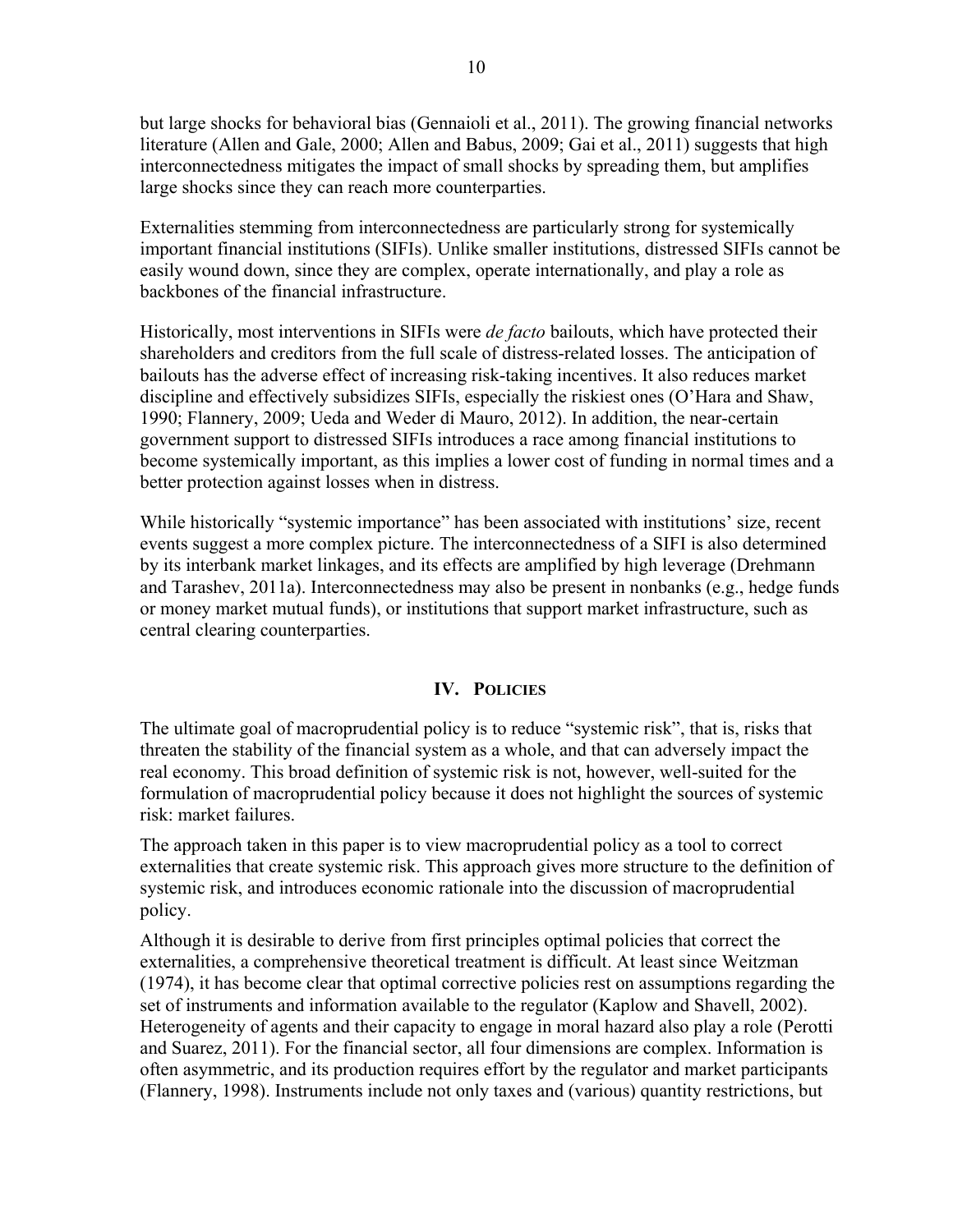but large shocks for behavioral bias (Gennaioli et al., 2011). The growing financial networks literature (Allen and Gale, 2000; Allen and Babus, 2009; Gai et al., 2011) suggests that high interconnectedness mitigates the impact of small shocks by spreading them, but amplifies large shocks since they can reach more counterparties.

Externalities stemming from interconnectedness are particularly strong for systemically important financial institutions (SIFIs). Unlike smaller institutions, distressed SIFIs cannot be easily wound down, since they are complex, operate internationally, and play a role as backbones of the financial infrastructure.

Historically, most interventions in SIFIs were *de facto* bailouts, which have protected their shareholders and creditors from the full scale of distress-related losses. The anticipation of bailouts has the adverse effect of increasing risk-taking incentives. It also reduces market discipline and effectively subsidizes SIFIs, especially the riskiest ones (O'Hara and Shaw, 1990; Flannery, 2009; Ueda and Weder di Mauro, 2012). In addition, the near-certain government support to distressed SIFIs introduces a race among financial institutions to become systemically important, as this implies a lower cost of funding in normal times and a better protection against losses when in distress.

While historically "systemic importance" has been associated with institutions' size, recent events suggest a more complex picture. The interconnectedness of a SIFI is also determined by its interbank market linkages, and its effects are amplified by high leverage (Drehmann and Tarashev, 2011a). Interconnectedness may also be present in nonbanks (e.g., hedge funds or money market mutual funds), or institutions that support market infrastructure, such as central clearing counterparties.

## IV. Policies

The ultimate goal of macroprudential policy is to reduce "systemic risk", that is, risks that threaten the stability of the financial system as a whole, and that can adversely impact the real economy. This broad definition of systemic risk is not, however, well-suited for the formulation of macroprudential policy because it does not highlight the sources of systemic risk: market failures.

The approach taken in this paper is to view macroprudential policy as a tool to correct externalities that create systemic risk. This approach gives more structure to the definition of systemic risk, and introduces economic rationale into the discussion of macroprudential policy.

Although it is desirable to derive from first principles optimal policies that correct the externalities, a comprehensive theoretical treatment is difficult. At least since Weitzman (1974), it has become clear that optimal corrective policies rest on assumptions regarding the set of instruments and information available to the regulator (Kaplow and Shavell, 2002). Heterogeneity of agents and their capacity to engage in moral hazard also play a role (Perotti and Suarez, 2011). For the financial sector, all four dimensions are complex. Information is often asymmetric, and its production requires effort by the regulator and market participants (Flannery, 1998). Instruments include not only taxes and (various) quantity restrictions, but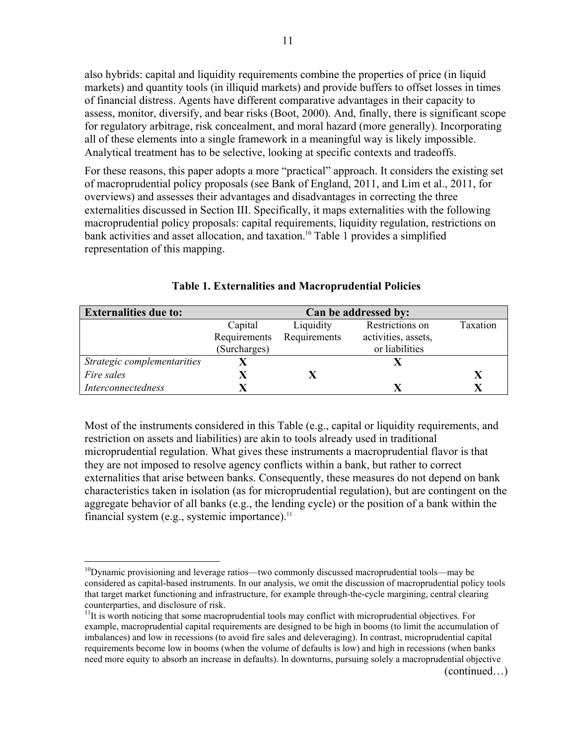also hybrids: capital and liquidity requirements combine the properties of price (in liquid markets) and quantity tools (in illiquid markets) and provide buffers to offset losses in times of financial distress. Agents have different comparative advantages in their capacity to assess, monitor, diversify, and bear risks (Boot, 2000). And, finally, there is significant scope for regulatory arbitrage, risk concealment, and moral hazard (more generally). Incorporating all of these elements into a single framework in a meaningful way is likely impossible. Analytical treatment has to be selective, looking at specific contexts and tradeoffs.

For these reasons, this paper adopts a more "practical" approach. It considers the existing set of macroprudential policy proposals (see Bank of England, 2011, and Lim et al., 2011, for overviews) and assesses their advantages and disadvantages in correcting the three externalities discussed in Section III. Specifically, it maps externalities with the following macroprudential policy proposals: capital requirements, liquidity regulation, restrictions on bank activities and asset allocation, and taxation.[10] Table 1 provides a simplified representation of this mapping.

**Table 1. Externalities and Macroprudential Policies**

| **Externalities due to:** | **Can be addressed by:** | | | |
|---|---|---|---|---|
| | Capital Requirements (Surcharges) | Liquidity Requirements | Restrictions on activities, assets, or liabilities | Taxation |
| *Strategic complementarities* | **X** | | **X** | |
| *Fire sales* | **X** | **X** | | **X** |
| *Interconnectedness* | **X** | | **X** | **X** |

Most of the instruments considered in this Table (e.g., capital or liquidity requirements, and restriction on assets and liabilities) are akin to tools already used in traditional microprudential regulation. What gives these instruments a macroprudential flavor is that they are not imposed to resolve agency conflicts within a bank, but rather to correct externalities that arise between banks. Consequently, these measures do not depend on bank characteristics taken in isolation (as for microprudential regulation), but are contingent on the aggregate behavior of all banks (e.g., the lending cycle) or the position of a bank within the financial system (e.g., systemic importance).[11]

---

[10]Dynamic provisioning and leverage ratios—two commonly discussed macroprudential tools—may be considered as capital-based instruments. In our analysis, we omit the discussion of macroprudential policy tools that target market functioning and infrastructure, for example through-the-cycle margining, central clearing counterparties, and disclosure of risk.

[11]It is worth noticing that some macroprudential tools may conflict with microprudential objectives. For example, macroprudential capital requirements are designed to be high in booms (to limit the accumulation of imbalances) and low in recessions (to avoid fire sales and deleveraging). In contrast, microprudential capital requirements become low in booms (when the volume of defaults is low) and high in recessions (when banks need more equity to absorb an increase in defaults). In downturns, pursuing solely a macroprudential objective

(continued…)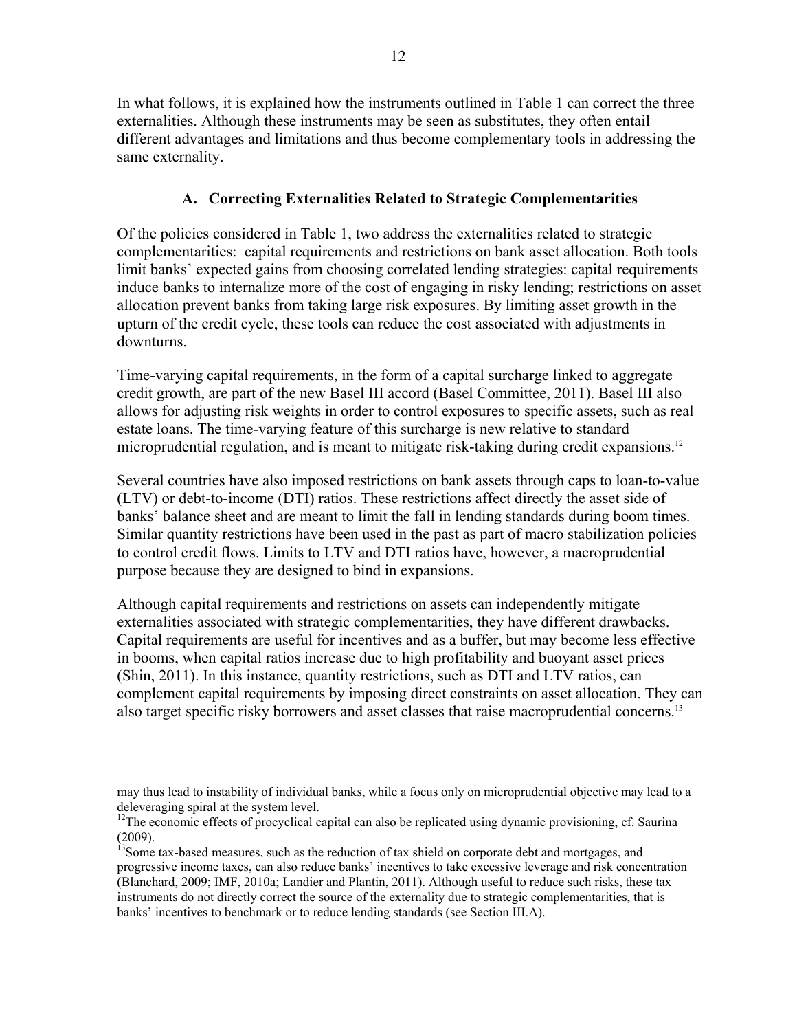In what follows, it is explained how the instruments outlined in Table 1 can correct the three externalities. Although these instruments may be seen as substitutes, they often entail different advantages and limitations and thus become complementary tools in addressing the same externality.

### A. Correcting Externalities Related to Strategic Complementarities

Of the policies considered in Table 1, two address the externalities related to strategic complementarities: capital requirements and restrictions on bank asset allocation. Both tools limit banks' expected gains from choosing correlated lending strategies: capital requirements induce banks to internalize more of the cost of engaging in risky lending; restrictions on asset allocation prevent banks from taking large risk exposures. By limiting asset growth in the upturn of the credit cycle, these tools can reduce the cost associated with adjustments in downturns.

Time-varying capital requirements, in the form of a capital surcharge linked to aggregate credit growth, are part of the new Basel III accord (Basel Committee, 2011). Basel III also allows for adjusting risk weights in order to control exposures to specific assets, such as real estate loans. The time-varying feature of this surcharge is new relative to standard microprudential regulation, and is meant to mitigate risk-taking during credit expansions.[12]

Several countries have also imposed restrictions on bank assets through caps to loan-to-value (LTV) or debt-to-income (DTI) ratios. These restrictions affect directly the asset side of banks' balance sheet and are meant to limit the fall in lending standards during boom times. Similar quantity restrictions have been used in the past as part of macro stabilization policies to control credit flows. Limits to LTV and DTI ratios have, however, a macroprudential purpose because they are designed to bind in expansions.

Although capital requirements and restrictions on assets can independently mitigate externalities associated with strategic complementarities, they have different drawbacks. Capital requirements are useful for incentives and as a buffer, but may become less effective in booms, when capital ratios increase due to high profitability and buoyant asset prices (Shin, 2011). In this instance, quantity restrictions, such as DTI and LTV ratios, can complement capital requirements by imposing direct constraints on asset allocation. They can also target specific risky borrowers and asset classes that raise macroprudential concerns.[13]

---

may thus lead to instability of individual banks, while a focus only on microprudential objective may lead to a deleveraging spiral at the system level.

[12] The economic effects of procyclical capital can also be replicated using dynamic provisioning, cf. Saurina (2009).

[13] Some tax-based measures, such as the reduction of tax shield on corporate debt and mortgages, and progressive income taxes, can also reduce banks' incentives to take excessive leverage and risk concentration (Blanchard, 2009; IMF, 2010a; Landier and Plantin, 2011). Although useful to reduce such risks, these tax instruments do not directly correct the source of the externality due to strategic complementarities, that is banks' incentives to benchmark or to reduce lending standards (see Section III.A).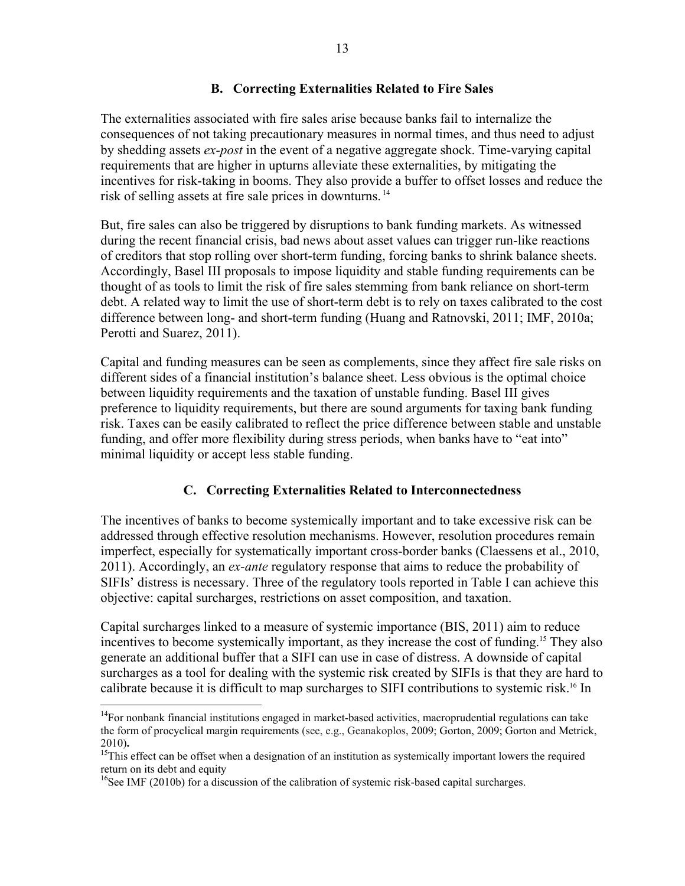### B. Correcting Externalities Related to Fire Sales

The externalities associated with fire sales arise because banks fail to internalize the consequences of not taking precautionary measures in normal times, and thus need to adjust by shedding assets *ex-post* in the event of a negative aggregate shock. Time-varying capital requirements that are higher in upturns alleviate these externalities, by mitigating the incentives for risk-taking in booms. They also provide a buffer to offset losses and reduce the risk of selling assets at fire sale prices in downturns.[14]

But, fire sales can also be triggered by disruptions to bank funding markets. As witnessed during the recent financial crisis, bad news about asset values can trigger run-like reactions of creditors that stop rolling over short-term funding, forcing banks to shrink balance sheets. Accordingly, Basel III proposals to impose liquidity and stable funding requirements can be thought of as tools to limit the risk of fire sales stemming from bank reliance on short-term debt. A related way to limit the use of short-term debt is to rely on taxes calibrated to the cost difference between long- and short-term funding (Huang and Ratnovski, 2011; IMF, 2010a; Perotti and Suarez, 2011).

Capital and funding measures can be seen as complements, since they affect fire sale risks on different sides of a financial institution's balance sheet. Less obvious is the optimal choice between liquidity requirements and the taxation of unstable funding. Basel III gives preference to liquidity requirements, but there are sound arguments for taxing bank funding risk. Taxes can be easily calibrated to reflect the price difference between stable and unstable funding, and offer more flexibility during stress periods, when banks have to "eat into" minimal liquidity or accept less stable funding.

### C. Correcting Externalities Related to Interconnectedness

The incentives of banks to become systemically important and to take excessive risk can be addressed through effective resolution mechanisms. However, resolution procedures remain imperfect, especially for systematically important cross-border banks (Claessens et al., 2010, 2011). Accordingly, an *ex-ante* regulatory response that aims to reduce the probability of SIFIs' distress is necessary. Three of the regulatory tools reported in Table I can achieve this objective: capital surcharges, restrictions on asset composition, and taxation.

Capital surcharges linked to a measure of systemic importance (BIS, 2011) aim to reduce incentives to become systemically important, as they increase the cost of funding.[15] They also generate an additional buffer that a SIFI can use in case of distress. A downside of capital surcharges as a tool for dealing with the systemic risk created by SIFIs is that they are hard to calibrate because it is difficult to map surcharges to SIFI contributions to systemic risk.[16] In

---

[14] For nonbank financial institutions engaged in market-based activities, macroprudential regulations can take the form of procyclical margin requirements (see, e.g., Geanakoplos, 2009; Gorton, 2009; Gorton and Metrick, 2010).

[15] This effect can be offset when a designation of an institution as systemically important lowers the required return on its debt and equity

[16] See IMF (2010b) for a discussion of the calibration of systemic risk-based capital surcharges.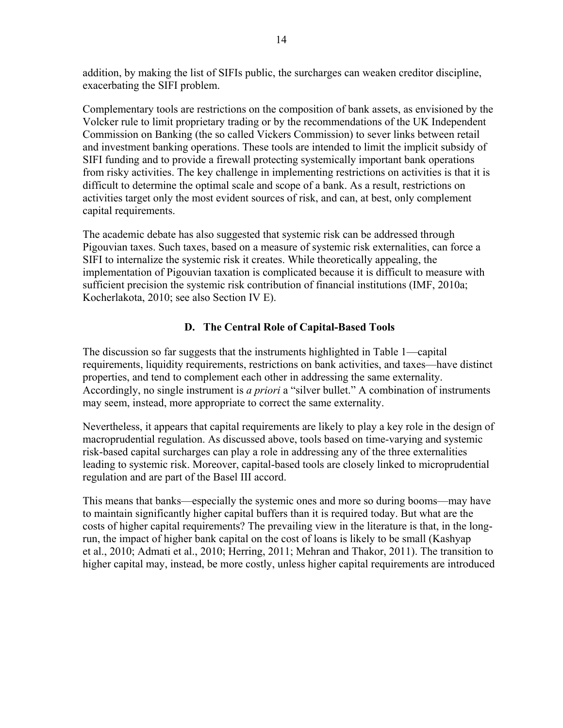addition, by making the list of SIFIs public, the surcharges can weaken creditor discipline, exacerbating the SIFI problem.

Complementary tools are restrictions on the composition of bank assets, as envisioned by the Volcker rule to limit proprietary trading or by the recommendations of the UK Independent Commission on Banking (the so called Vickers Commission) to sever links between retail and investment banking operations. These tools are intended to limit the implicit subsidy of SIFI funding and to provide a firewall protecting systemically important bank operations from risky activities. The key challenge in implementing restrictions on activities is that it is difficult to determine the optimal scale and scope of a bank. As a result, restrictions on activities target only the most evident sources of risk, and can, at best, only complement capital requirements.

The academic debate has also suggested that systemic risk can be addressed through Pigouvian taxes. Such taxes, based on a measure of systemic risk externalities, can force a SIFI to internalize the systemic risk it creates. While theoretically appealing, the implementation of Pigouvian taxation is complicated because it is difficult to measure with sufficient precision the systemic risk contribution of financial institutions (IMF, 2010a; Kocherlakota, 2010; see also Section IV E).

### D. The Central Role of Capital-Based Tools

The discussion so far suggests that the instruments highlighted in Table 1—capital requirements, liquidity requirements, restrictions on bank activities, and taxes—have distinct properties, and tend to complement each other in addressing the same externality. Accordingly, no single instrument is *a priori* a "silver bullet." A combination of instruments may seem, instead, more appropriate to correct the same externality.

Nevertheless, it appears that capital requirements are likely to play a key role in the design of macroprudential regulation. As discussed above, tools based on time-varying and systemic risk-based capital surcharges can play a role in addressing any of the three externalities leading to systemic risk. Moreover, capital-based tools are closely linked to microprudential regulation and are part of the Basel III accord.

This means that banks—especially the systemic ones and more so during booms—may have to maintain significantly higher capital buffers than it is required today. But what are the costs of higher capital requirements? The prevailing view in the literature is that, in the long-run, the impact of higher bank capital on the cost of loans is likely to be small (Kashyap et al., 2010; Admati et al., 2010; Herring, 2011; Mehran and Thakor, 2011). The transition to higher capital may, instead, be more costly, unless higher capital requirements are introduced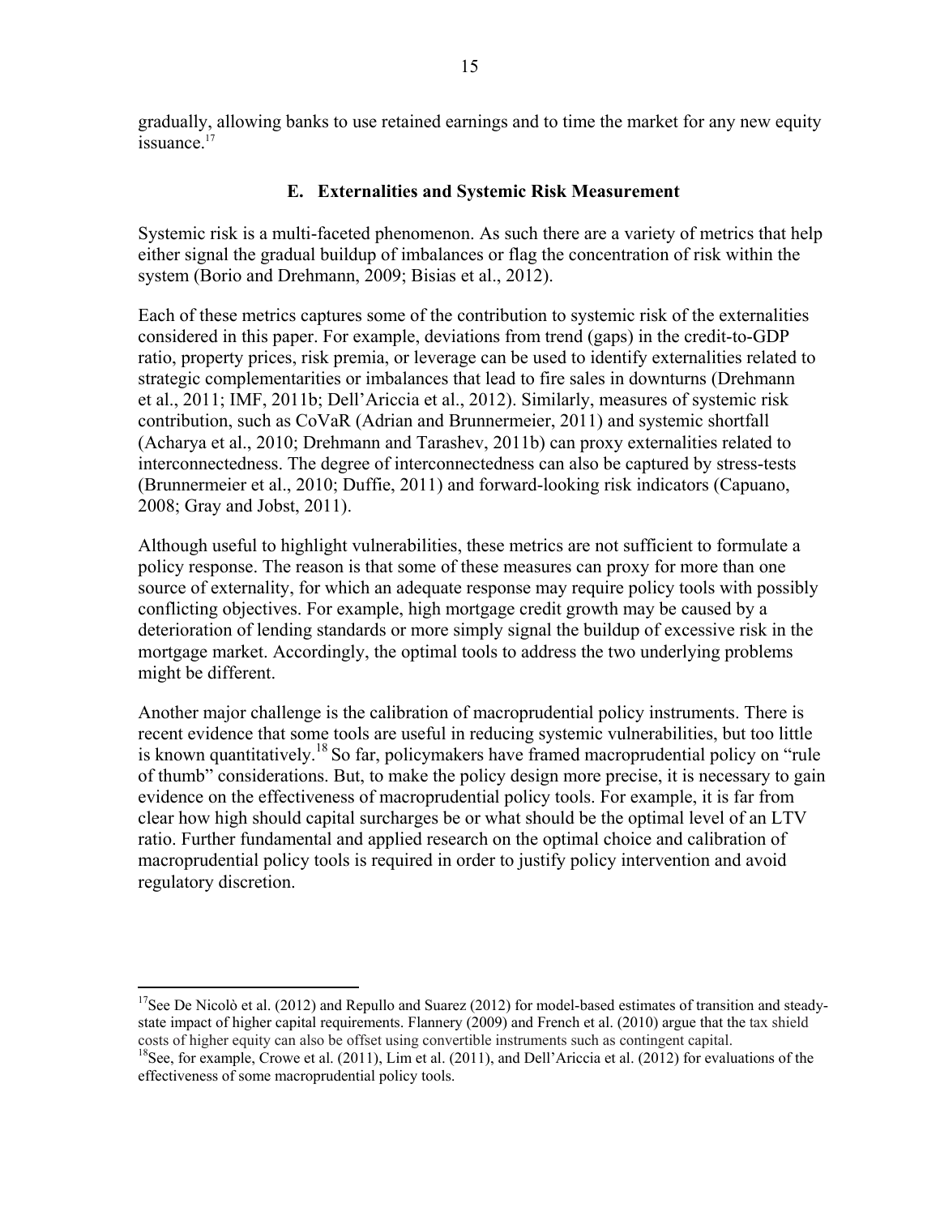gradually, allowing banks to use retained earnings and to time the market for any new equity issuance.[17]

### E. Externalities and Systemic Risk Measurement

Systemic risk is a multi-faceted phenomenon. As such there are a variety of metrics that help either signal the gradual buildup of imbalances or flag the concentration of risk within the system (Borio and Drehmann, 2009; Bisias et al., 2012).

Each of these metrics captures some of the contribution to systemic risk of the externalities considered in this paper. For example, deviations from trend (gaps) in the credit-to-GDP ratio, property prices, risk premia, or leverage can be used to identify externalities related to strategic complementarities or imbalances that lead to fire sales in downturns (Drehmann et al., 2011; IMF, 2011b; Dell'Ariccia et al., 2012). Similarly, measures of systemic risk contribution, such as CoVaR (Adrian and Brunnermeier, 2011) and systemic shortfall (Acharya et al., 2010; Drehmann and Tarashev, 2011b) can proxy externalities related to interconnectedness. The degree of interconnectedness can also be captured by stress-tests (Brunnermeier et al., 2010; Duffie, 2011) and forward-looking risk indicators (Capuano, 2008; Gray and Jobst, 2011).

Although useful to highlight vulnerabilities, these metrics are not sufficient to formulate a policy response. The reason is that some of these measures can proxy for more than one source of externality, for which an adequate response may require policy tools with possibly conflicting objectives. For example, high mortgage credit growth may be caused by a deterioration of lending standards or more simply signal the buildup of excessive risk in the mortgage market. Accordingly, the optimal tools to address the two underlying problems might be different.

Another major challenge is the calibration of macroprudential policy instruments. There is recent evidence that some tools are useful in reducing systemic vulnerabilities, but too little is known quantitatively.[18] So far, policymakers have framed macroprudential policy on "rule of thumb" considerations. But, to make the policy design more precise, it is necessary to gain evidence on the effectiveness of macroprudential policy tools. For example, it is far from clear how high should capital surcharges be or what should be the optimal level of an LTV ratio. Further fundamental and applied research on the optimal choice and calibration of macroprudential policy tools is required in order to justify policy intervention and avoid regulatory discretion.

---

[17]See De Nicolò et al. (2012) and Repullo and Suarez (2012) for model-based estimates of transition and steady-state impact of higher capital requirements. Flannery (2009) and French et al. (2010) argue that the tax shield costs of higher equity can also be offset using convertible instruments such as contingent capital.

[18]See, for example, Crowe et al. (2011), Lim et al. (2011), and Dell'Ariccia et al. (2012) for evaluations of the effectiveness of some macroprudential policy tools.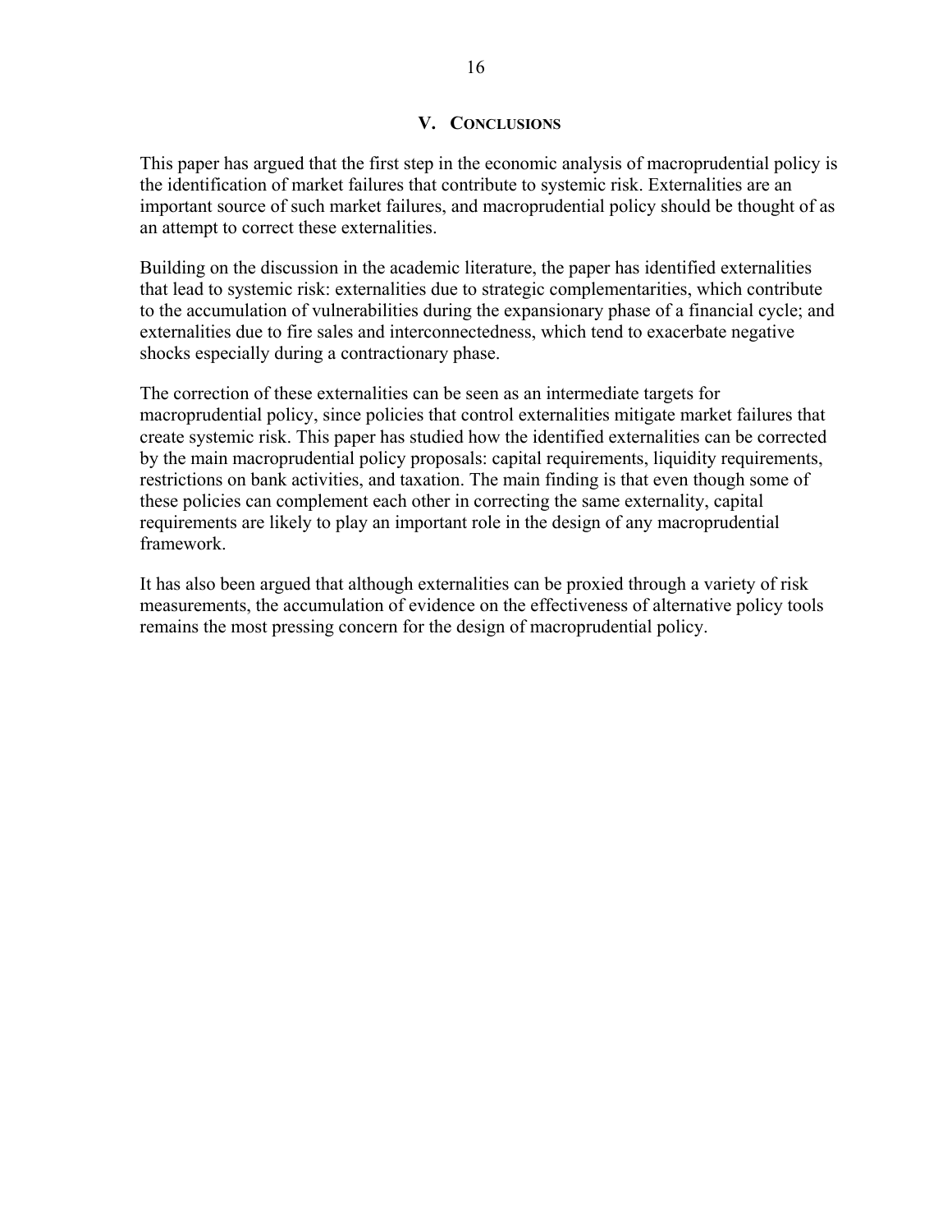## V. CONCLUSIONS

This paper has argued that the first step in the economic analysis of macroprudential policy is the identification of market failures that contribute to systemic risk. Externalities are an important source of such market failures, and macroprudential policy should be thought of as an attempt to correct these externalities.

Building on the discussion in the academic literature, the paper has identified externalities that lead to systemic risk: externalities due to strategic complementarities, which contribute to the accumulation of vulnerabilities during the expansionary phase of a financial cycle; and externalities due to fire sales and interconnectedness, which tend to exacerbate negative shocks especially during a contractionary phase.

The correction of these externalities can be seen as an intermediate targets for macroprudential policy, since policies that control externalities mitigate market failures that create systemic risk. This paper has studied how the identified externalities can be corrected by the main macroprudential policy proposals: capital requirements, liquidity requirements, restrictions on bank activities, and taxation. The main finding is that even though some of these policies can complement each other in correcting the same externality, capital requirements are likely to play an important role in the design of any macroprudential framework.

It has also been argued that although externalities can be proxied through a variety of risk measurements, the accumulation of evidence on the effectiveness of alternative policy tools remains the most pressing concern for the design of macroprudential policy.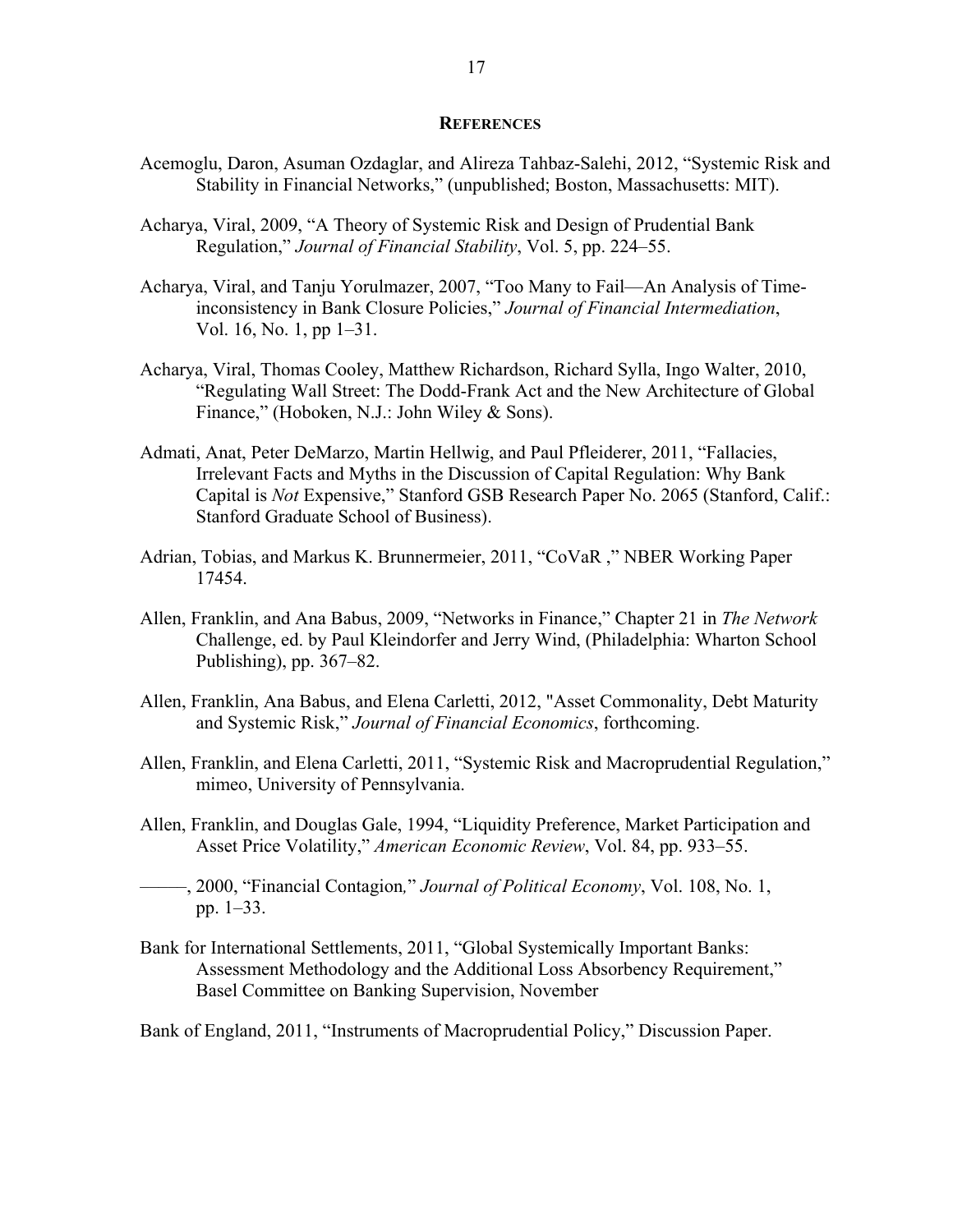## REFERENCES

Acemoglu, Daron, Asuman Ozdaglar, and Alireza Tahbaz-Salehi, 2012, "Systemic Risk and Stability in Financial Networks," (unpublished; Boston, Massachusetts: MIT).

Acharya, Viral, 2009, "A Theory of Systemic Risk and Design of Prudential Bank Regulation," *Journal of Financial Stability*, Vol. 5, pp. 224–55.

Acharya, Viral, and Tanju Yorulmazer, 2007, "Too Many to Fail—An Analysis of Time-inconsistency in Bank Closure Policies," *Journal of Financial Intermediation*, Vol. 16, No. 1, pp 1–31.

Acharya, Viral, Thomas Cooley, Matthew Richardson, Richard Sylla, Ingo Walter, 2010, "Regulating Wall Street: The Dodd-Frank Act and the New Architecture of Global Finance," (Hoboken, N.J.: John Wiley & Sons).

Admati, Anat, Peter DeMarzo, Martin Hellwig, and Paul Pfleiderer, 2011, "Fallacies, Irrelevant Facts and Myths in the Discussion of Capital Regulation: Why Bank Capital is *Not* Expensive," Stanford GSB Research Paper No. 2065 (Stanford, Calif.: Stanford Graduate School of Business).

Adrian, Tobias, and Markus K. Brunnermeier, 2011, "CoVaR ," NBER Working Paper 17454.

Allen, Franklin, and Ana Babus, 2009, "Networks in Finance," Chapter 21 in *The Network* Challenge, ed. by Paul Kleindorfer and Jerry Wind, (Philadelphia: Wharton School Publishing), pp. 367–82.

Allen, Franklin, Ana Babus, and Elena Carletti, 2012, "Asset Commonality, Debt Maturity and Systemic Risk," *Journal of Financial Economics*, forthcoming.

Allen, Franklin, and Elena Carletti, 2011, "Systemic Risk and Macroprudential Regulation," mimeo, University of Pennsylvania.

Allen, Franklin, and Douglas Gale, 1994, "Liquidity Preference, Market Participation and Asset Price Volatility," *American Economic Review*, Vol. 84, pp. 933–55.

———, 2000, "Financial Contagion," *Journal of Political Economy*, Vol. 108, No. 1, pp. 1–33.

Bank for International Settlements, 2011, "Global Systemically Important Banks: Assessment Methodology and the Additional Loss Absorbency Requirement," Basel Committee on Banking Supervision, November

Bank of England, 2011, "Instruments of Macroprudential Policy," Discussion Paper.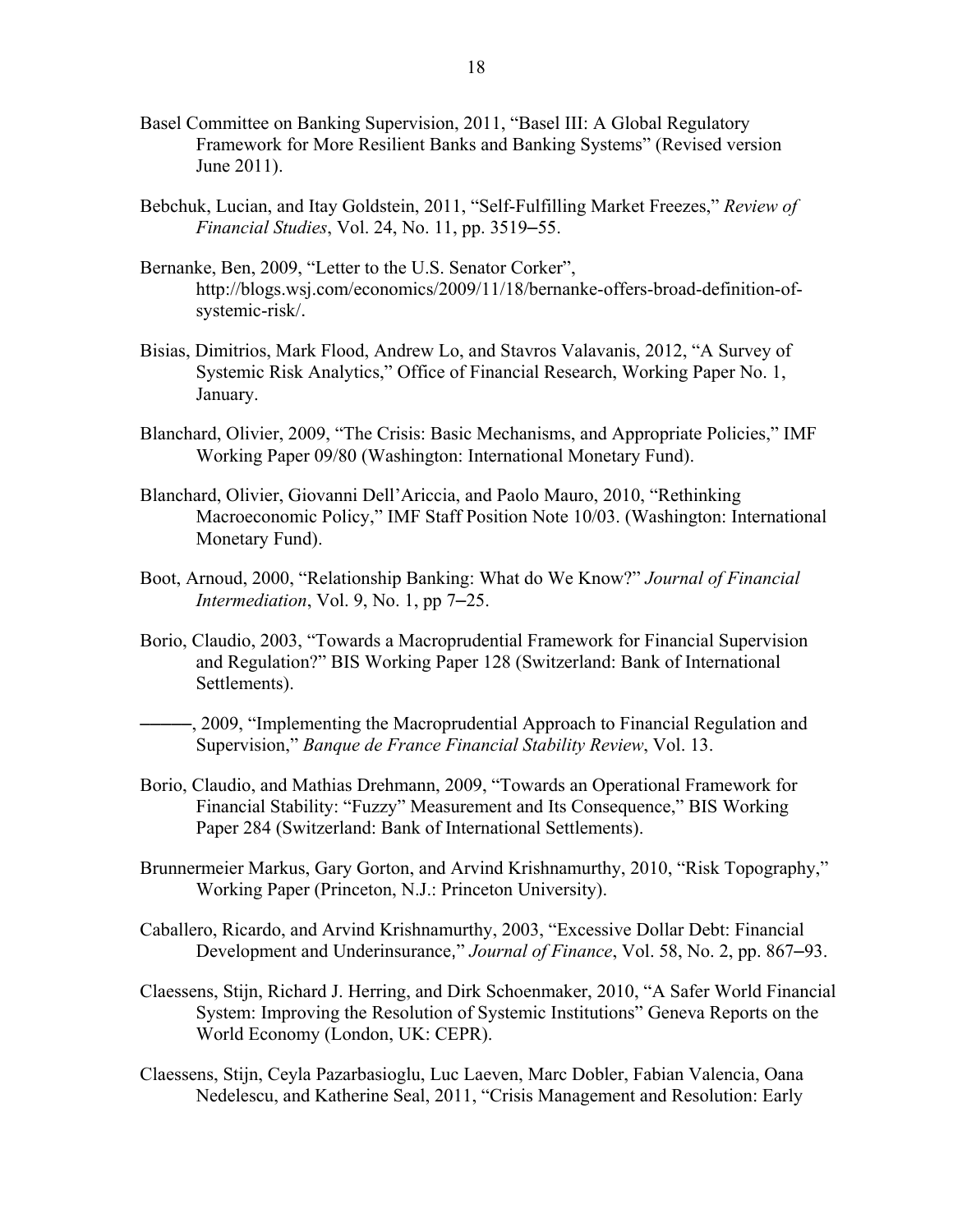Basel Committee on Banking Supervision, 2011, "Basel III: A Global Regulatory Framework for More Resilient Banks and Banking Systems" (Revised version June 2011).

Bebchuk, Lucian, and Itay Goldstein, 2011, "Self-Fulfilling Market Freezes," *Review of Financial Studies*, Vol. 24, No. 11, pp. 3519–55.

Bernanke, Ben, 2009, "Letter to the U.S. Senator Corker", http://blogs.wsj.com/economics/2009/11/18/bernanke-offers-broad-definition-of-systemic-risk/.

Bisias, Dimitrios, Mark Flood, Andrew Lo, and Stavros Valavanis, 2012, "A Survey of Systemic Risk Analytics," Office of Financial Research, Working Paper No. 1, January.

Blanchard, Olivier, 2009, "The Crisis: Basic Mechanisms, and Appropriate Policies," IMF Working Paper 09/80 (Washington: International Monetary Fund).

Blanchard, Olivier, Giovanni Dell'Ariccia, and Paolo Mauro, 2010, "Rethinking Macroeconomic Policy," IMF Staff Position Note 10/03. (Washington: International Monetary Fund).

Boot, Arnoud, 2000, "Relationship Banking: What do We Know?" *Journal of Financial Intermediation*, Vol. 9, No. 1, pp 7–25.

Borio, Claudio, 2003, "Towards a Macroprudential Framework for Financial Supervision and Regulation?" BIS Working Paper 128 (Switzerland: Bank of International Settlements).

———, 2009, "Implementing the Macroprudential Approach to Financial Regulation and Supervision," *Banque de France Financial Stability Review*, Vol. 13.

Borio, Claudio, and Mathias Drehmann, 2009, "Towards an Operational Framework for Financial Stability: "Fuzzy" Measurement and Its Consequence," BIS Working Paper 284 (Switzerland: Bank of International Settlements).

Brunnermeier Markus, Gary Gorton, and Arvind Krishnamurthy, 2010, "Risk Topography," Working Paper (Princeton, N.J.: Princeton University).

Caballero, Ricardo, and Arvind Krishnamurthy, 2003, "Excessive Dollar Debt: Financial Development and Underinsurance," *Journal of Finance*, Vol. 58, No. 2, pp. 867–93.

Claessens, Stijn, Richard J. Herring, and Dirk Schoenmaker, 2010, "A Safer World Financial System: Improving the Resolution of Systemic Institutions" Geneva Reports on the World Economy (London, UK: CEPR).

Claessens, Stijn, Ceyla Pazarbasioglu, Luc Laeven, Marc Dobler, Fabian Valencia, Oana Nedelescu, and Katherine Seal, 2011, "Crisis Management and Resolution: Early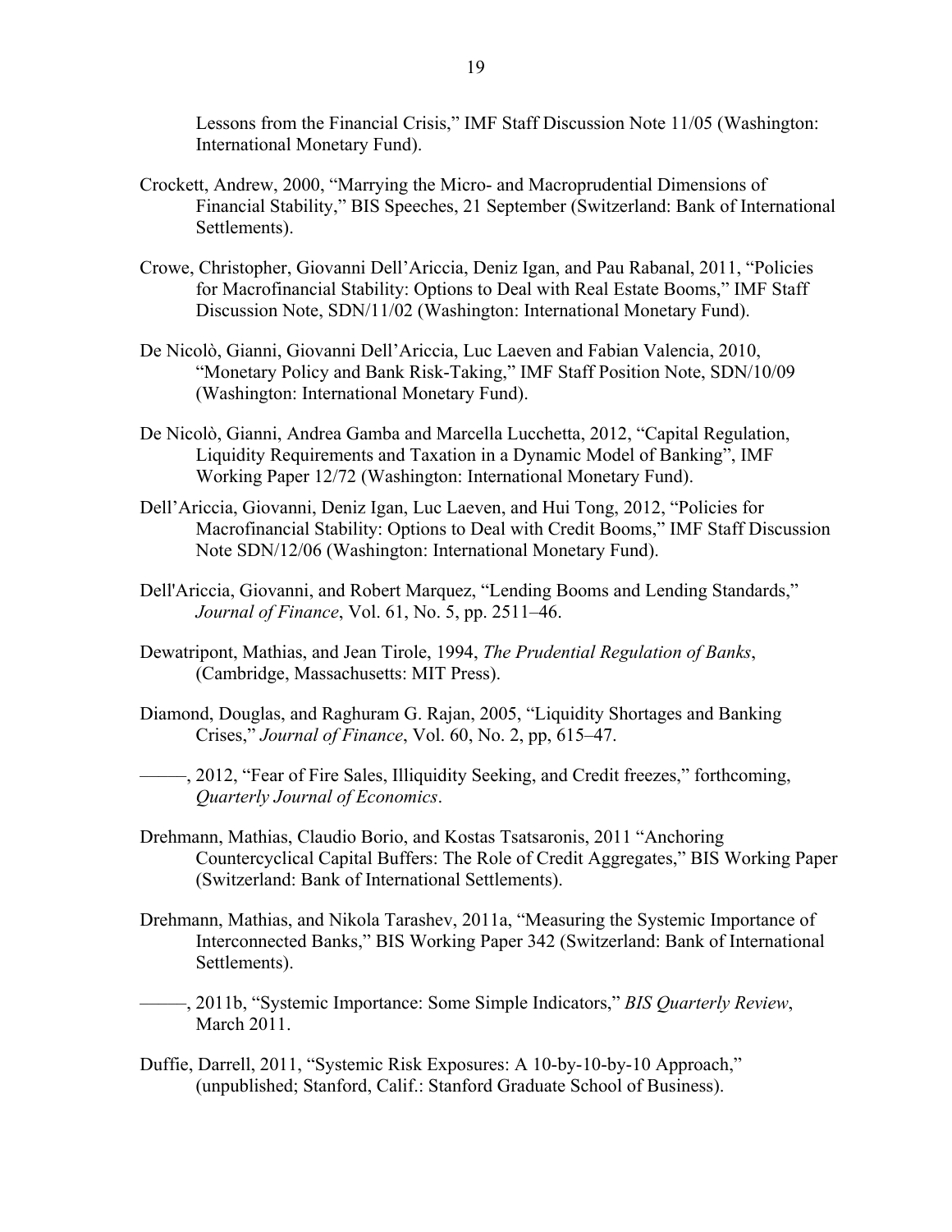Lessons from the Financial Crisis," IMF Staff Discussion Note 11/05 (Washington: International Monetary Fund).

Crockett, Andrew, 2000, "Marrying the Micro- and Macroprudential Dimensions of Financial Stability," BIS Speeches, 21 September (Switzerland: Bank of International Settlements).

Crowe, Christopher, Giovanni Dell'Ariccia, Deniz Igan, and Pau Rabanal, 2011, "Policies for Macrofinancial Stability: Options to Deal with Real Estate Booms," IMF Staff Discussion Note, SDN/11/02 (Washington: International Monetary Fund).

De Nicolò, Gianni, Giovanni Dell'Ariccia, Luc Laeven and Fabian Valencia, 2010, "Monetary Policy and Bank Risk-Taking," IMF Staff Position Note, SDN/10/09 (Washington: International Monetary Fund).

De Nicolò, Gianni, Andrea Gamba and Marcella Lucchetta, 2012, "Capital Regulation, Liquidity Requirements and Taxation in a Dynamic Model of Banking", IMF Working Paper 12/72 (Washington: International Monetary Fund).

Dell'Ariccia, Giovanni, Deniz Igan, Luc Laeven, and Hui Tong, 2012, "Policies for Macrofinancial Stability: Options to Deal with Credit Booms," IMF Staff Discussion Note SDN/12/06 (Washington: International Monetary Fund).

Dell'Ariccia, Giovanni, and Robert Marquez, "Lending Booms and Lending Standards," *Journal of Finance*, Vol. 61, No. 5, pp. 2511–46.

Dewatripont, Mathias, and Jean Tirole, 1994, *The Prudential Regulation of Banks*, (Cambridge, Massachusetts: MIT Press).

Diamond, Douglas, and Raghuram G. Rajan, 2005, "Liquidity Shortages and Banking Crises," *Journal of Finance*, Vol. 60, No. 2, pp, 615–47.

———, 2012, "Fear of Fire Sales, Illiquidity Seeking, and Credit freezes," forthcoming, *Quarterly Journal of Economics*.

Drehmann, Mathias, Claudio Borio, and Kostas Tsatsaronis, 2011 "Anchoring Countercyclical Capital Buffers: The Role of Credit Aggregates," BIS Working Paper (Switzerland: Bank of International Settlements).

Drehmann, Mathias, and Nikola Tarashev, 2011a, "Measuring the Systemic Importance of Interconnected Banks," BIS Working Paper 342 (Switzerland: Bank of International Settlements).

———, 2011b, "Systemic Importance: Some Simple Indicators," *BIS Quarterly Review*, March 2011.

Duffie, Darrell, 2011, "Systemic Risk Exposures: A 10-by-10-by-10 Approach," (unpublished; Stanford, Calif.: Stanford Graduate School of Business).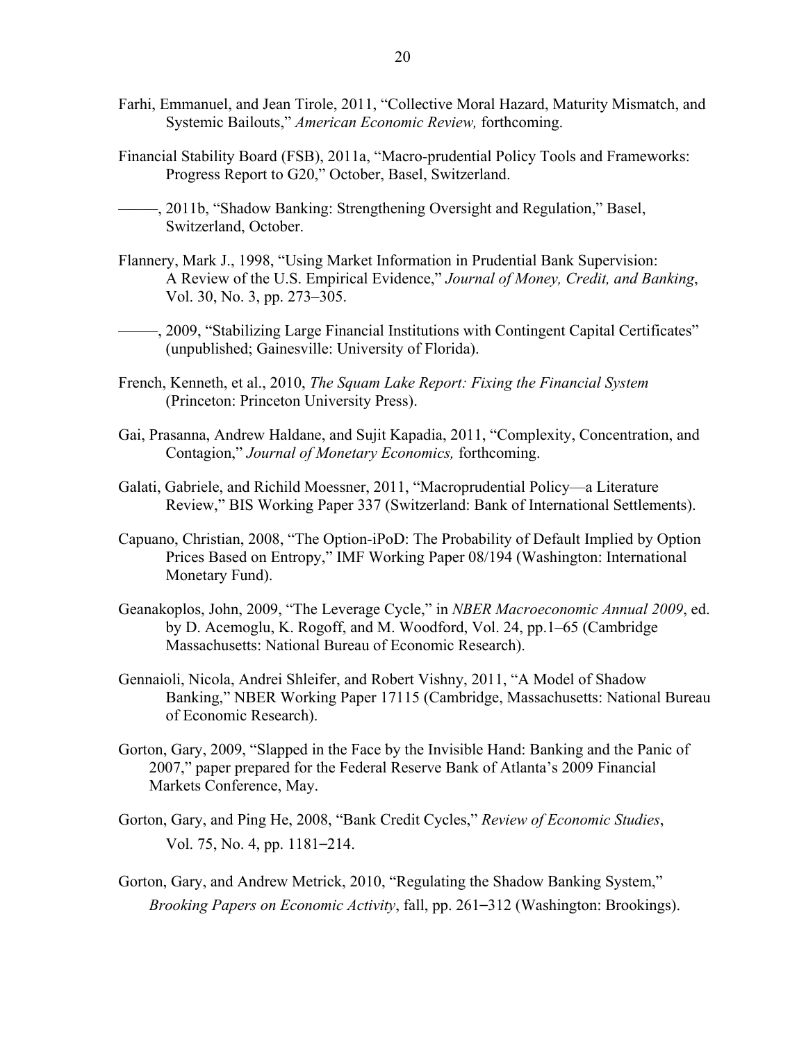Farhi, Emmanuel, and Jean Tirole, 2011, "Collective Moral Hazard, Maturity Mismatch, and Systemic Bailouts," *American Economic Review,* forthcoming.

Financial Stability Board (FSB), 2011a, "Macro-prudential Policy Tools and Frameworks: Progress Report to G20," October, Basel, Switzerland.

———, 2011b, "Shadow Banking: Strengthening Oversight and Regulation," Basel, Switzerland, October.

Flannery, Mark J., 1998, "Using Market Information in Prudential Bank Supervision: A Review of the U.S. Empirical Evidence," *Journal of Money, Credit, and Banking*, Vol. 30, No. 3, pp. 273–305.

———, 2009, "Stabilizing Large Financial Institutions with Contingent Capital Certificates" (unpublished; Gainesville: University of Florida).

French, Kenneth, et al., 2010, *The Squam Lake Report: Fixing the Financial System* (Princeton: Princeton University Press).

Gai, Prasanna, Andrew Haldane, and Sujit Kapadia, 2011, "Complexity, Concentration, and Contagion," *Journal of Monetary Economics,* forthcoming.

Galati, Gabriele, and Richild Moessner, 2011, "Macroprudential Policy—a Literature Review," BIS Working Paper 337 (Switzerland: Bank of International Settlements).

Capuano, Christian, 2008, "The Option-iPoD: The Probability of Default Implied by Option Prices Based on Entropy," IMF Working Paper 08/194 (Washington: International Monetary Fund).

Geanakoplos, John, 2009, "The Leverage Cycle," in *NBER Macroeconomic Annual 2009*, ed. by D. Acemoglu, K. Rogoff, and M. Woodford, Vol. 24, pp.1–65 (Cambridge Massachusetts: National Bureau of Economic Research).

Gennaioli, Nicola, Andrei Shleifer, and Robert Vishny, 2011, "A Model of Shadow Banking," NBER Working Paper 17115 (Cambridge, Massachusetts: National Bureau of Economic Research).

Gorton, Gary, 2009, "Slapped in the Face by the Invisible Hand: Banking and the Panic of 2007," paper prepared for the Federal Reserve Bank of Atlanta's 2009 Financial Markets Conference, May.

Gorton, Gary, and Ping He, 2008, "Bank Credit Cycles," *Review of Economic Studies*, Vol. 75, No. 4, pp. 1181–214.

Gorton, Gary, and Andrew Metrick, 2010, "Regulating the Shadow Banking System," *Brooking Papers on Economic Activity*, fall, pp. 261–312 (Washington: Brookings).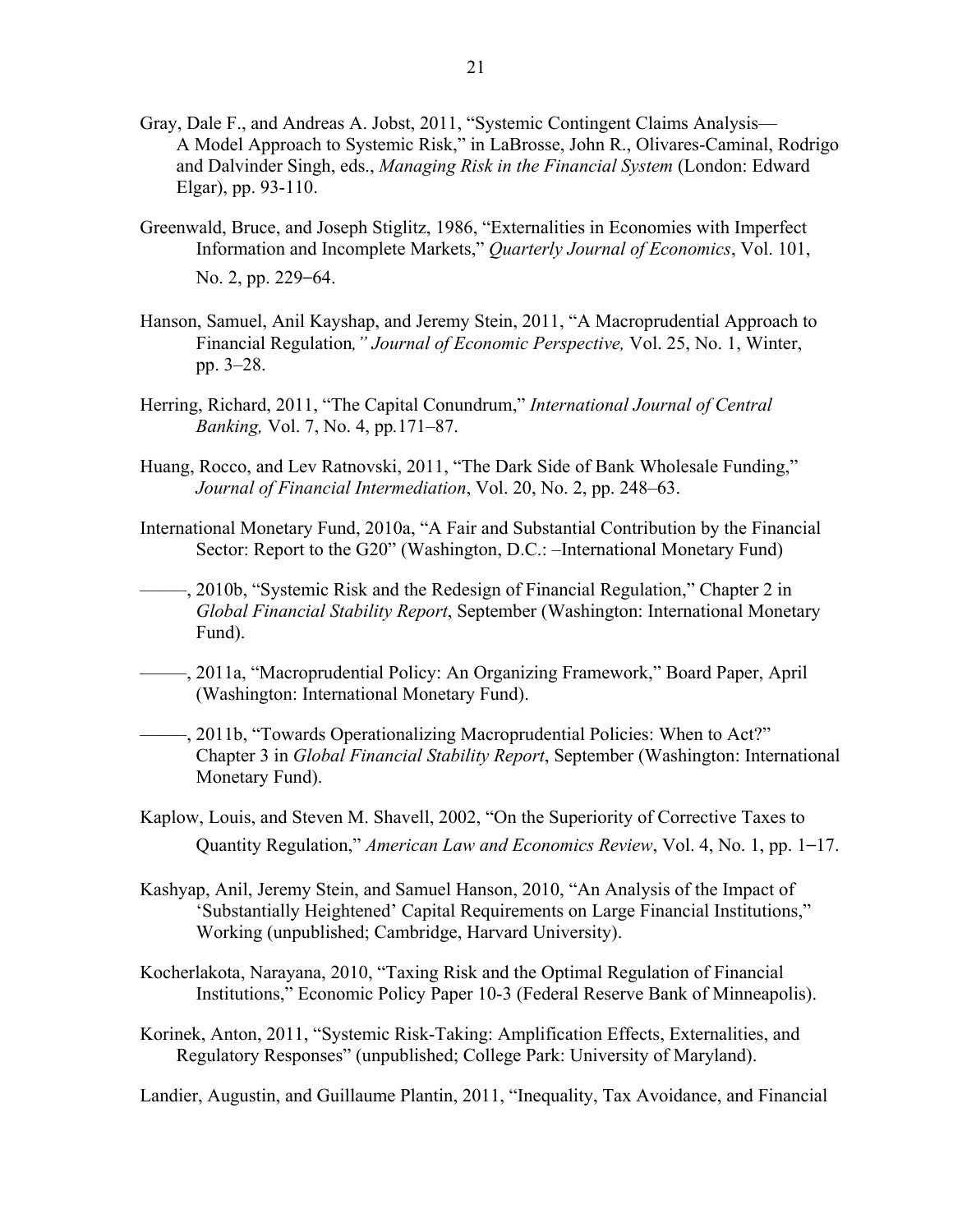Gray, Dale F., and Andreas A. Jobst, 2011, "Systemic Contingent Claims Analysis—A Model Approach to Systemic Risk," in LaBrosse, John R., Olivares-Caminal, Rodrigo and Dalvinder Singh, eds., *Managing Risk in the Financial System* (London: Edward Elgar), pp. 93-110.

Greenwald, Bruce, and Joseph Stiglitz, 1986, "Externalities in Economies with Imperfect Information and Incomplete Markets," *Quarterly Journal of Economics*, Vol. 101, No. 2, pp. 229–64.

Hanson, Samuel, Anil Kayshap, and Jeremy Stein, 2011, "A Macroprudential Approach to Financial Regulation*," Journal of Economic Perspective,* Vol. 25, No. 1, Winter, pp. 3–28.

Herring, Richard, 2011, "The Capital Conundrum," *International Journal of Central Banking,* Vol. 7, No. 4, pp.171–87.

Huang, Rocco, and Lev Ratnovski, 2011, "The Dark Side of Bank Wholesale Funding," *Journal of Financial Intermediation*, Vol. 20, No. 2, pp. 248–63.

International Monetary Fund, 2010a, "A Fair and Substantial Contribution by the Financial Sector: Report to the G20" (Washington, D.C.: –International Monetary Fund)

———, 2010b, "Systemic Risk and the Redesign of Financial Regulation," Chapter 2 in *Global Financial Stability Report*, September (Washington: International Monetary Fund).

———, 2011a, "Macroprudential Policy: An Organizing Framework," Board Paper, April (Washington: International Monetary Fund).

———, 2011b, "Towards Operationalizing Macroprudential Policies: When to Act?" Chapter 3 in *Global Financial Stability Report*, September (Washington: International Monetary Fund).

Kaplow, Louis, and Steven M. Shavell, 2002, "On the Superiority of Corrective Taxes to Quantity Regulation," *American Law and Economics Review*, Vol. 4, No. 1, pp. 1–17.

Kashyap, Anil, Jeremy Stein, and Samuel Hanson, 2010, "An Analysis of the Impact of 'Substantially Heightened' Capital Requirements on Large Financial Institutions," Working (unpublished; Cambridge, Harvard University).

Kocherlakota, Narayana, 2010, "Taxing Risk and the Optimal Regulation of Financial Institutions," Economic Policy Paper 10-3 (Federal Reserve Bank of Minneapolis).

Korinek, Anton, 2011, "Systemic Risk-Taking: Amplification Effects, Externalities, and Regulatory Responses" (unpublished; College Park: University of Maryland).

Landier, Augustin, and Guillaume Plantin, 2011, "Inequality, Tax Avoidance, and Financial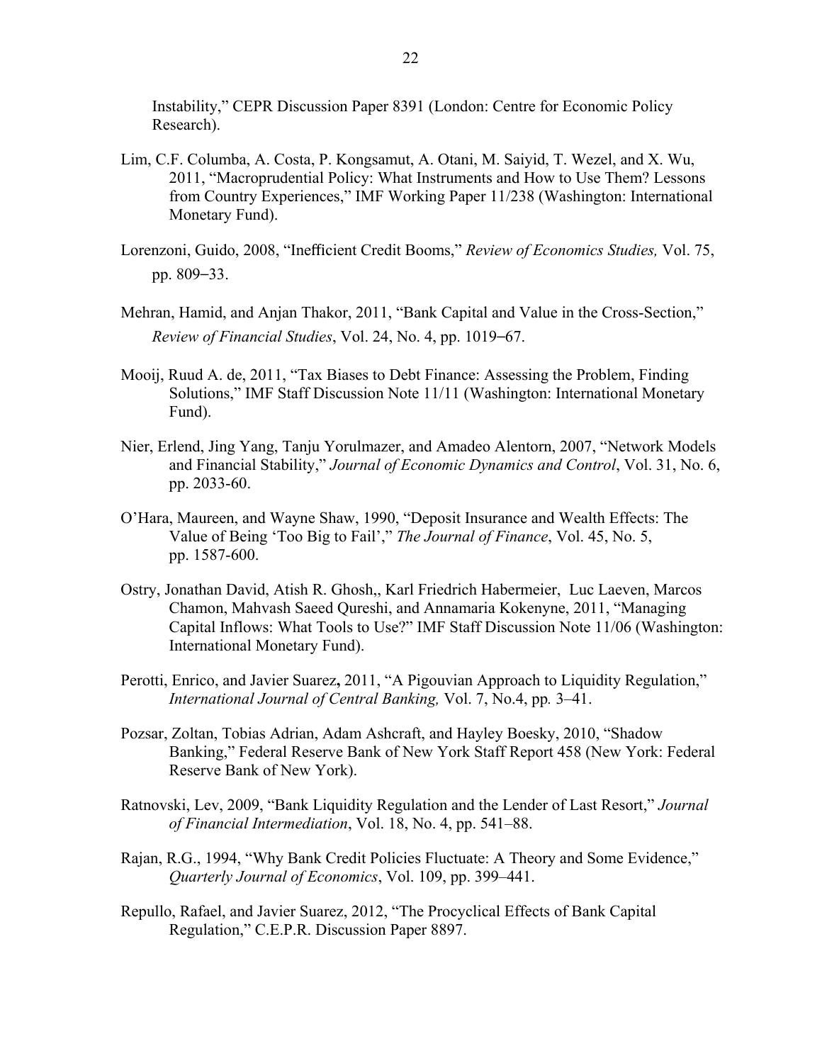Instability," CEPR Discussion Paper 8391 (London: Centre for Economic Policy Research).

Lim, C.F. Columba, A. Costa, P. Kongsamut, A. Otani, M. Saiyid, T. Wezel, and X. Wu, 2011, "Macroprudential Policy: What Instruments and How to Use Them? Lessons from Country Experiences," IMF Working Paper 11/238 (Washington: International Monetary Fund).

Lorenzoni, Guido, 2008, "Inefficient Credit Booms," *Review of Economics Studies,* Vol. 75, pp. 809‒33.

Mehran, Hamid, and Anjan Thakor, 2011, "Bank Capital and Value in the Cross-Section," *Review of Financial Studies*, Vol. 24, No. 4, pp. 1019‒67.

Mooij, Ruud A. de, 2011, "Tax Biases to Debt Finance: Assessing the Problem, Finding Solutions," IMF Staff Discussion Note 11/11 (Washington: International Monetary Fund).

Nier, Erlend, Jing Yang, Tanju Yorulmazer, and Amadeo Alentorn, 2007, "Network Models and Financial Stability," *Journal of Economic Dynamics and Control*, Vol. 31, No. 6, pp. 2033-60.

O'Hara, Maureen, and Wayne Shaw, 1990, "Deposit Insurance and Wealth Effects: The Value of Being 'Too Big to Fail'," *The Journal of Finance*, Vol. 45, No. 5, pp. 1587-600.

Ostry, Jonathan David, Atish R. Ghosh,, Karl Friedrich Habermeier, Luc Laeven, Marcos Chamon, Mahvash Saeed Qureshi, and Annamaria Kokenyne, 2011, "Managing Capital Inflows: What Tools to Use?" IMF Staff Discussion Note 11/06 (Washington: International Monetary Fund).

Perotti, Enrico, and Javier Suarez**,** 2011, "A Pigouvian Approach to Liquidity Regulation," *International Journal of Central Banking,* Vol. 7, No.4, pp*.* 3–41.

Pozsar, Zoltan, Tobias Adrian, Adam Ashcraft, and Hayley Boesky, 2010, "Shadow Banking," Federal Reserve Bank of New York Staff Report 458 (New York: Federal Reserve Bank of New York).

Ratnovski, Lev, 2009, "Bank Liquidity Regulation and the Lender of Last Resort," *Journal of Financial Intermediation*, Vol. 18, No. 4, pp. 541–88.

Rajan, R.G., 1994, "Why Bank Credit Policies Fluctuate: A Theory and Some Evidence," *Quarterly Journal of Economics*, Vol. 109, pp. 399–441.

Repullo, Rafael, and Javier Suarez, 2012, "The Procyclical Effects of Bank Capital Regulation," C.E.P.R. Discussion Paper 8897.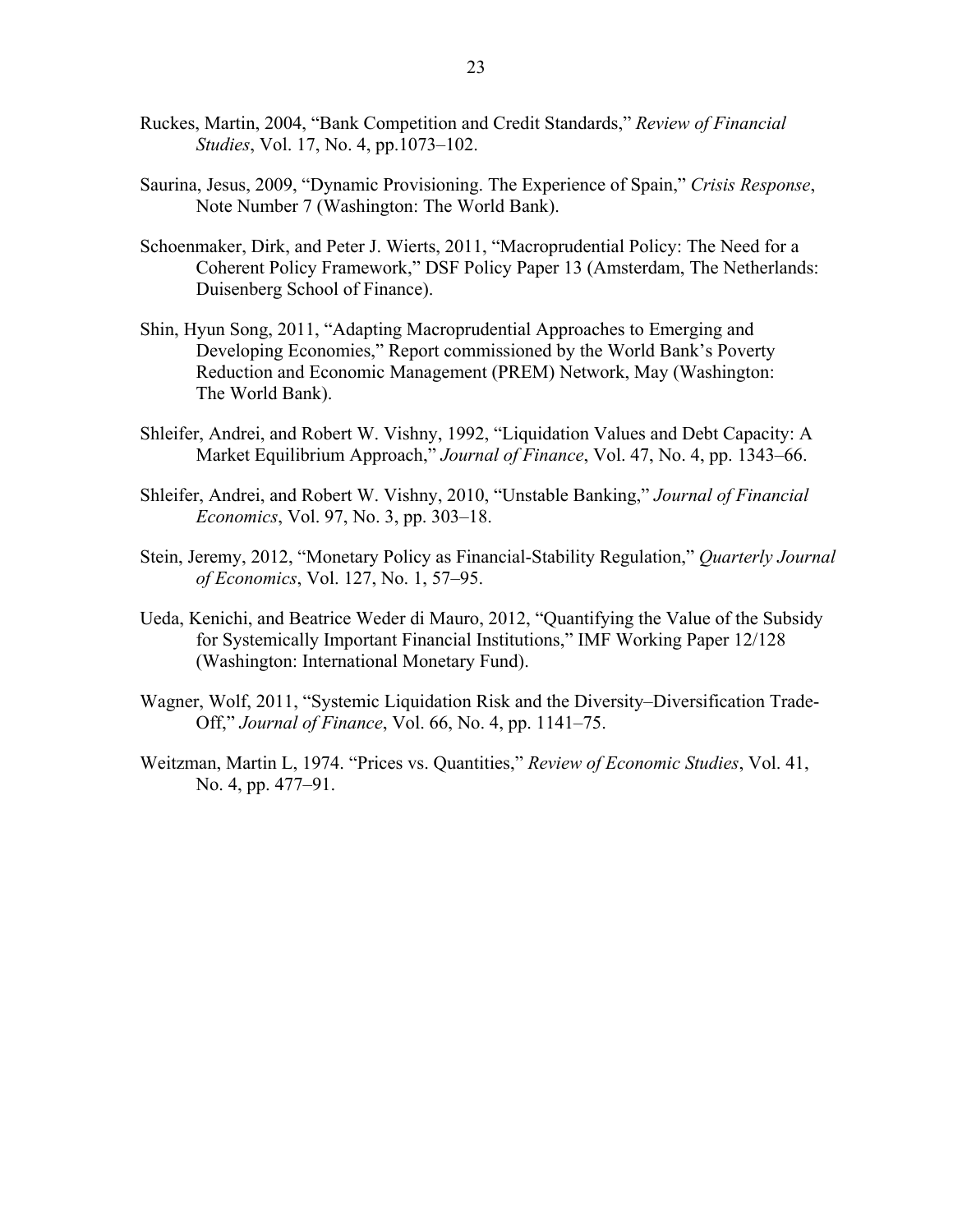Ruckes, Martin, 2004, "Bank Competition and Credit Standards," *Review of Financial Studies*, Vol. 17, No. 4, pp.1073–102.

Saurina, Jesus, 2009, "Dynamic Provisioning. The Experience of Spain," *Crisis Response*, Note Number 7 (Washington: The World Bank).

Schoenmaker, Dirk, and Peter J. Wierts, 2011, "Macroprudential Policy: The Need for a Coherent Policy Framework," DSF Policy Paper 13 (Amsterdam, The Netherlands: Duisenberg School of Finance).

Shin, Hyun Song, 2011, "Adapting Macroprudential Approaches to Emerging and Developing Economies," Report commissioned by the World Bank's Poverty Reduction and Economic Management (PREM) Network, May (Washington: The World Bank).

Shleifer, Andrei, and Robert W. Vishny, 1992, "Liquidation Values and Debt Capacity: A Market Equilibrium Approach," *Journal of Finance*, Vol. 47, No. 4, pp. 1343–66.

Shleifer, Andrei, and Robert W. Vishny, 2010, "Unstable Banking," *Journal of Financial Economics*, Vol. 97, No. 3, pp. 303–18.

Stein, Jeremy, 2012, "Monetary Policy as Financial-Stability Regulation," *Quarterly Journal of Economics*, Vol. 127, No. 1, 57–95.

Ueda, Kenichi, and Beatrice Weder di Mauro, 2012, "Quantifying the Value of the Subsidy for Systemically Important Financial Institutions," IMF Working Paper 12/128 (Washington: International Monetary Fund).

Wagner, Wolf, 2011, "Systemic Liquidation Risk and the Diversity–Diversification Trade-Off," *Journal of Finance*, Vol. 66, No. 4, pp. 1141–75.

Weitzman, Martin L, 1974. "Prices vs. Quantities," *Review of Economic Studies*, Vol. 41, No. 4, pp. 477–91.